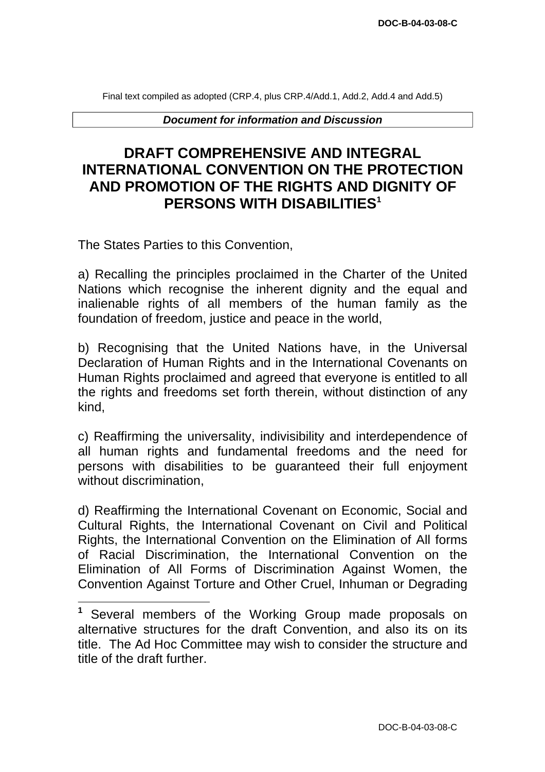Final text compiled as adopted (CRP.4, plus CRP.4/Add.1, Add.2, Add.4 and Add.5)

***Document for information and Discussion***

# DRAFT COMPREHENSIVE AND INTEGRAL INTERNATIONAL CONVENTION ON THE PROTECTION AND PROMOTION OF THE RIGHTS AND DIGNITY OF PERSONS WITH DISABILITIES[1]

The States Parties to this Convention,

a) Recalling the principles proclaimed in the Charter of the United Nations which recognise the inherent dignity and the equal and inalienable rights of all members of the human family as the foundation of freedom, justice and peace in the world,

b) Recognising that the United Nations have, in the Universal Declaration of Human Rights and in the International Covenants on Human Rights proclaimed and agreed that everyone is entitled to all the rights and freedoms set forth therein, without distinction of any kind,

c) Reaffirming the universality, indivisibility and interdependence of all human rights and fundamental freedoms and the need for persons with disabilities to be guaranteed their full enjoyment without discrimination,

d) Reaffirming the International Covenant on Economic, Social and Cultural Rights, the International Covenant on Civil and Political Rights, the International Convention on the Elimination of All forms of Racial Discrimination, the International Convention on the Elimination of All Forms of Discrimination Against Women, the Convention Against Torture and Other Cruel, Inhuman or Degrading

---

[1] Several members of the Working Group made proposals on alternative structures for the draft Convention, and also its on its title. The Ad Hoc Committee may wish to consider the structure and title of the draft further.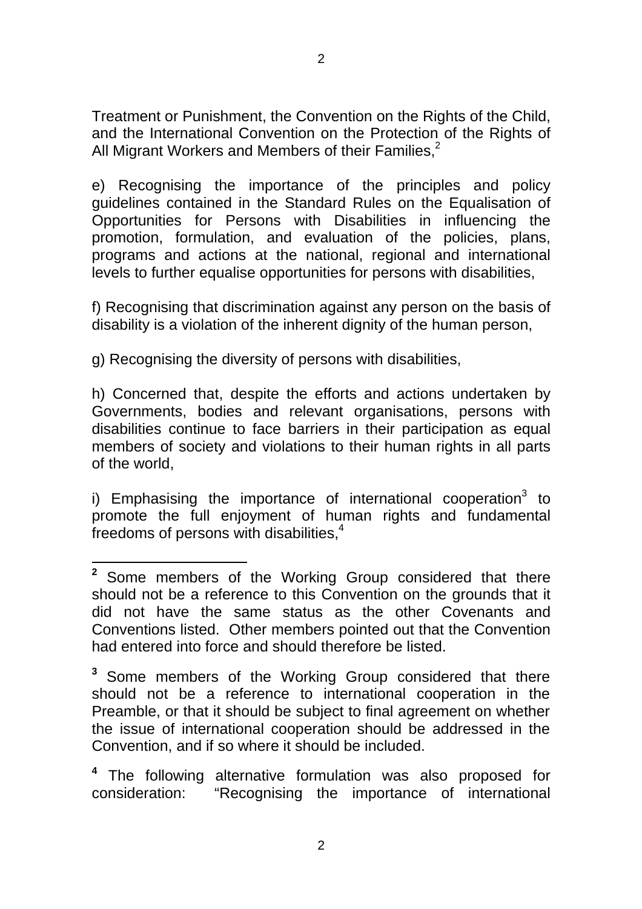Treatment or Punishment, the Convention on the Rights of the Child, and the International Convention on the Protection of the Rights of All Migrant Workers and Members of their Families,[2]

e) Recognising the importance of the principles and policy guidelines contained in the Standard Rules on the Equalisation of Opportunities for Persons with Disabilities in influencing the promotion, formulation, and evaluation of the policies, plans, programs and actions at the national, regional and international levels to further equalise opportunities for persons with disabilities,

f) Recognising that discrimination against any person on the basis of disability is a violation of the inherent dignity of the human person,

g) Recognising the diversity of persons with disabilities,

h) Concerned that, despite the efforts and actions undertaken by Governments, bodies and relevant organisations, persons with disabilities continue to face barriers in their participation as equal members of society and violations to their human rights in all parts of the world,

i) Emphasising the importance of international cooperation[3] to promote the full enjoyment of human rights and fundamental freedoms of persons with disabilities,[4]

---

[2] Some members of the Working Group considered that there should not be a reference to this Convention on the grounds that it did not have the same status as the other Covenants and Conventions listed. Other members pointed out that the Convention had entered into force and should therefore be listed.

[3] Some members of the Working Group considered that there should not be a reference to international cooperation in the Preamble, or that it should be subject to final agreement on whether the issue of international cooperation should be addressed in the Convention, and if so where it should be included.

[4] The following alternative formulation was also proposed for consideration: "Recognising the importance of international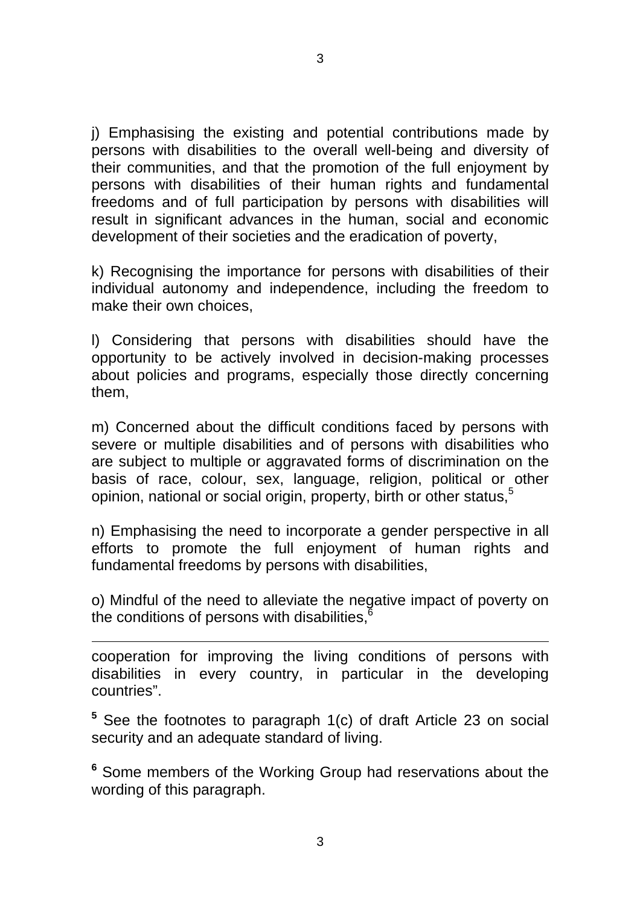j) Emphasising the existing and potential contributions made by persons with disabilities to the overall well-being and diversity of their communities, and that the promotion of the full enjoyment by persons with disabilities of their human rights and fundamental freedoms and of full participation by persons with disabilities will result in significant advances in the human, social and economic development of their societies and the eradication of poverty,

k) Recognising the importance for persons with disabilities of their individual autonomy and independence, including the freedom to make their own choices,

l) Considering that persons with disabilities should have the opportunity to be actively involved in decision-making processes about policies and programs, especially those directly concerning them,

m) Concerned about the difficult conditions faced by persons with severe or multiple disabilities and of persons with disabilities who are subject to multiple or aggravated forms of discrimination on the basis of race, colour, sex, language, religion, political or other opinion, national or social origin, property, birth or other status,[5]

n) Emphasising the need to incorporate a gender perspective in all efforts to promote the full enjoyment of human rights and fundamental freedoms by persons with disabilities,

o) Mindful of the need to alleviate the negative impact of poverty on the conditions of persons with disabilities,[6]

---

cooperation for improving the living conditions of persons with disabilities in every country, in particular in the developing countries".

[5] See the footnotes to paragraph 1(c) of draft Article 23 on social security and an adequate standard of living.

[6] Some members of the Working Group had reservations about the wording of this paragraph.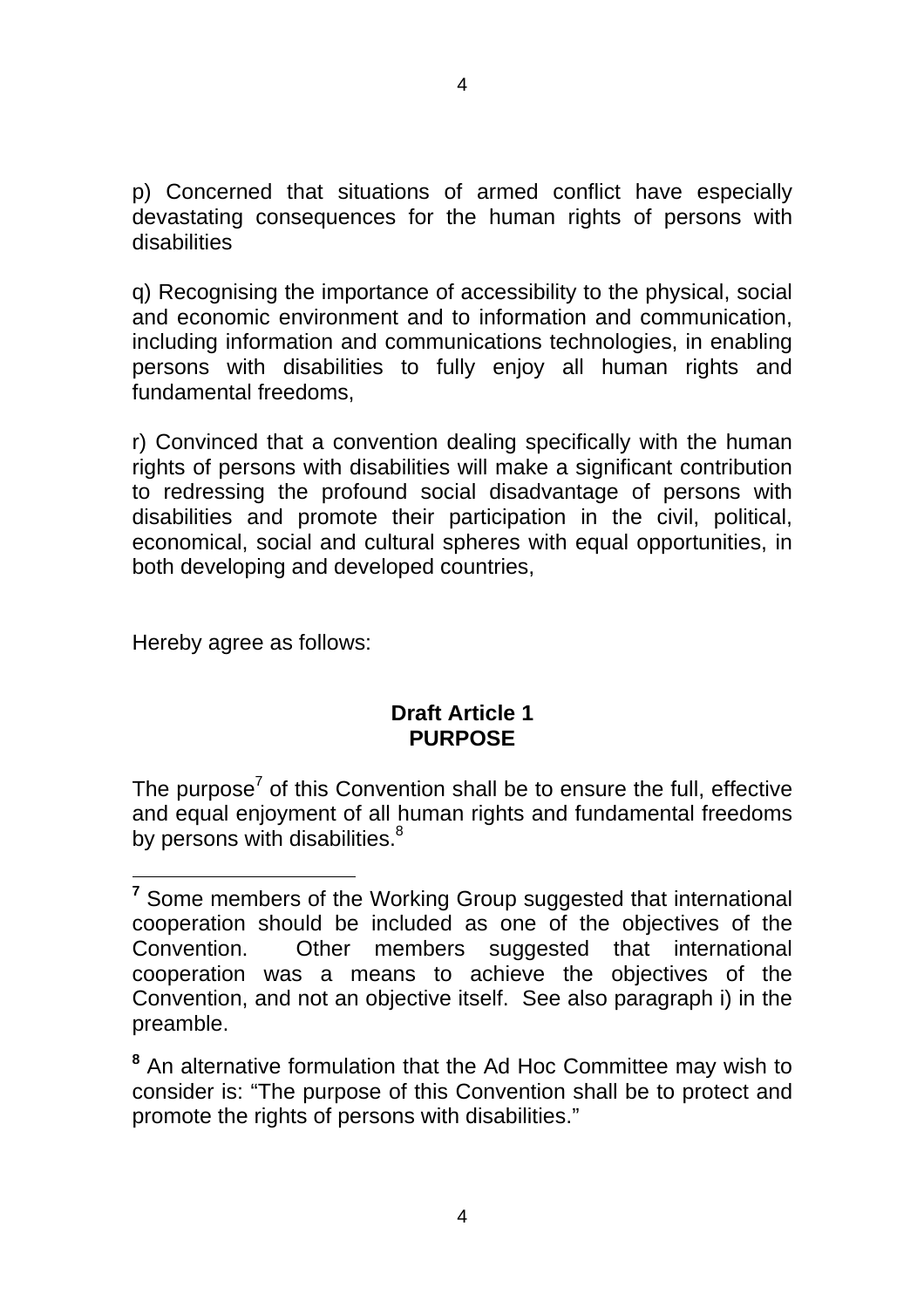p) Concerned that situations of armed conflict have especially devastating consequences for the human rights of persons with disabilities

q) Recognising the importance of accessibility to the physical, social and economic environment and to information and communication, including information and communications technologies, in enabling persons with disabilities to fully enjoy all human rights and fundamental freedoms,

r) Convinced that a convention dealing specifically with the human rights of persons with disabilities will make a significant contribution to redressing the profound social disadvantage of persons with disabilities and promote their participation in the civil, political, economical, social and cultural spheres with equal opportunities, in both developing and developed countries,

Hereby agree as follows:

**Draft Article 1**
**PURPOSE**

The purpose[7] of this Convention shall be to ensure the full, effective and equal enjoyment of all human rights and fundamental freedoms by persons with disabilities.[8]

---

[7] Some members of the Working Group suggested that international cooperation should be included as one of the objectives of the Convention. Other members suggested that international cooperation was a means to achieve the objectives of the Convention, and not an objective itself. See also paragraph i) in the preamble.

[8] An alternative formulation that the Ad Hoc Committee may wish to consider is: "The purpose of this Convention shall be to protect and promote the rights of persons with disabilities."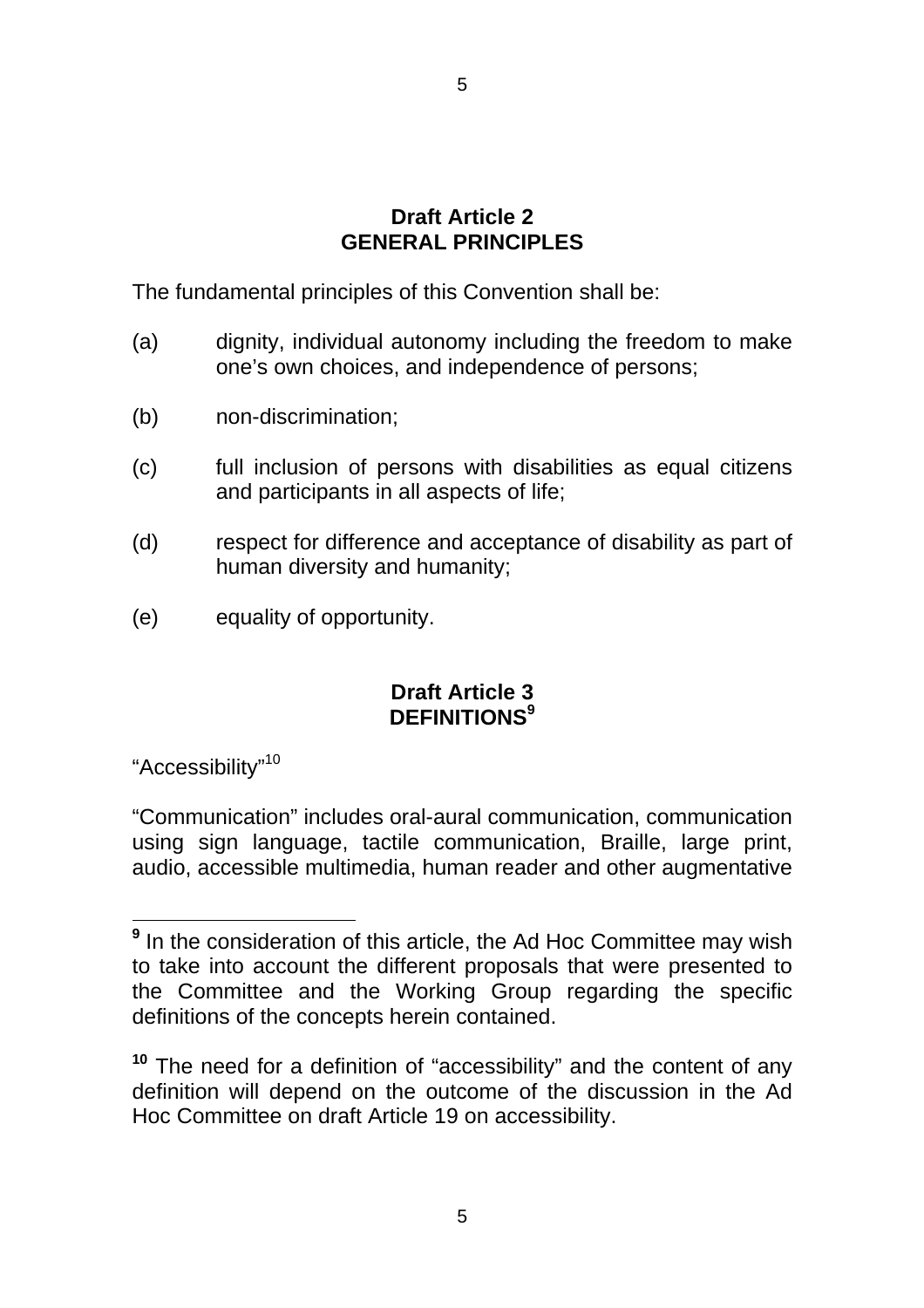## Draft Article 2
## GENERAL PRINCIPLES

The fundamental principles of this Convention shall be:

(a) dignity, individual autonomy including the freedom to make one's own choices, and independence of persons;

(b) non-discrimination;

(c) full inclusion of persons with disabilities as equal citizens and participants in all aspects of life;

(d) respect for difference and acceptance of disability as part of human diversity and humanity;

(e) equality of opportunity.

## Draft Article 3
## DEFINITIONS[9]

"Accessibility"[10]

"Communication" includes oral-aural communication, communication using sign language, tactile communication, Braille, large print, audio, accessible multimedia, human reader and other augmentative

---

[9] In the consideration of this article, the Ad Hoc Committee may wish to take into account the different proposals that were presented to the Committee and the Working Group regarding the specific definitions of the concepts herein contained.

[10] The need for a definition of "accessibility" and the content of any definition will depend on the outcome of the discussion in the Ad Hoc Committee on draft Article 19 on accessibility.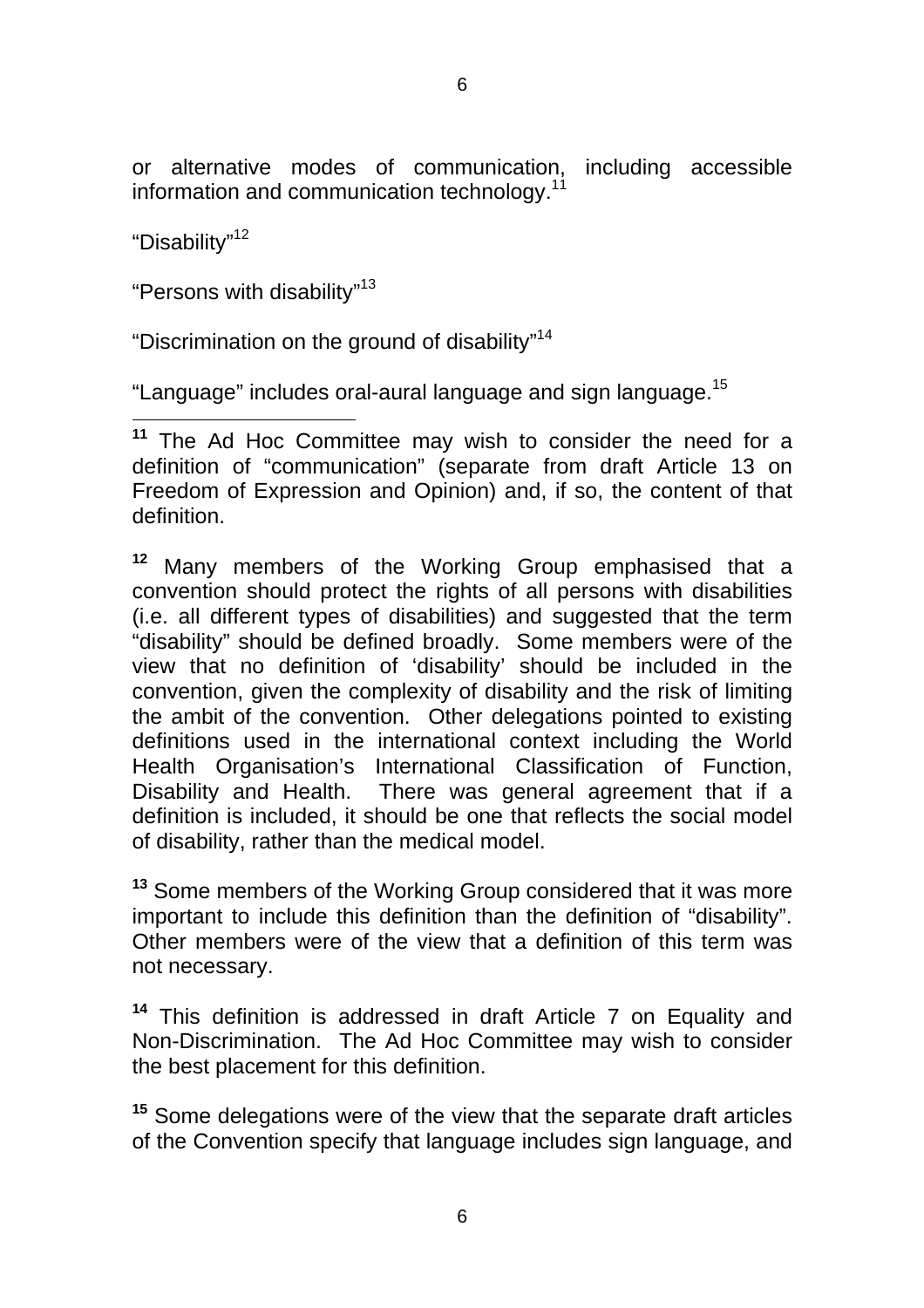or alternative modes of communication, including accessible information and communication technology.[11]

"Disability"[12]

"Persons with disability"[13]

"Discrimination on the ground of disability"[14]

"Language" includes oral-aural language and sign language.[15]

---

**11** The Ad Hoc Committee may wish to consider the need for a definition of "communication" (separate from draft Article 13 on Freedom of Expression and Opinion) and, if so, the content of that definition.

**12** Many members of the Working Group emphasised that a convention should protect the rights of all persons with disabilities (i.e. all different types of disabilities) and suggested that the term "disability" should be defined broadly. Some members were of the view that no definition of 'disability' should be included in the convention, given the complexity of disability and the risk of limiting the ambit of the convention. Other delegations pointed to existing definitions used in the international context including the World Health Organisation's International Classification of Function, Disability and Health. There was general agreement that if a definition is included, it should be one that reflects the social model of disability, rather than the medical model.

**13** Some members of the Working Group considered that it was more important to include this definition than the definition of "disability". Other members were of the view that a definition of this term was not necessary.

**14** This definition is addressed in draft Article 7 on Equality and Non-Discrimination. The Ad Hoc Committee may wish to consider the best placement for this definition.

**15** Some delegations were of the view that the separate draft articles of the Convention specify that language includes sign language, and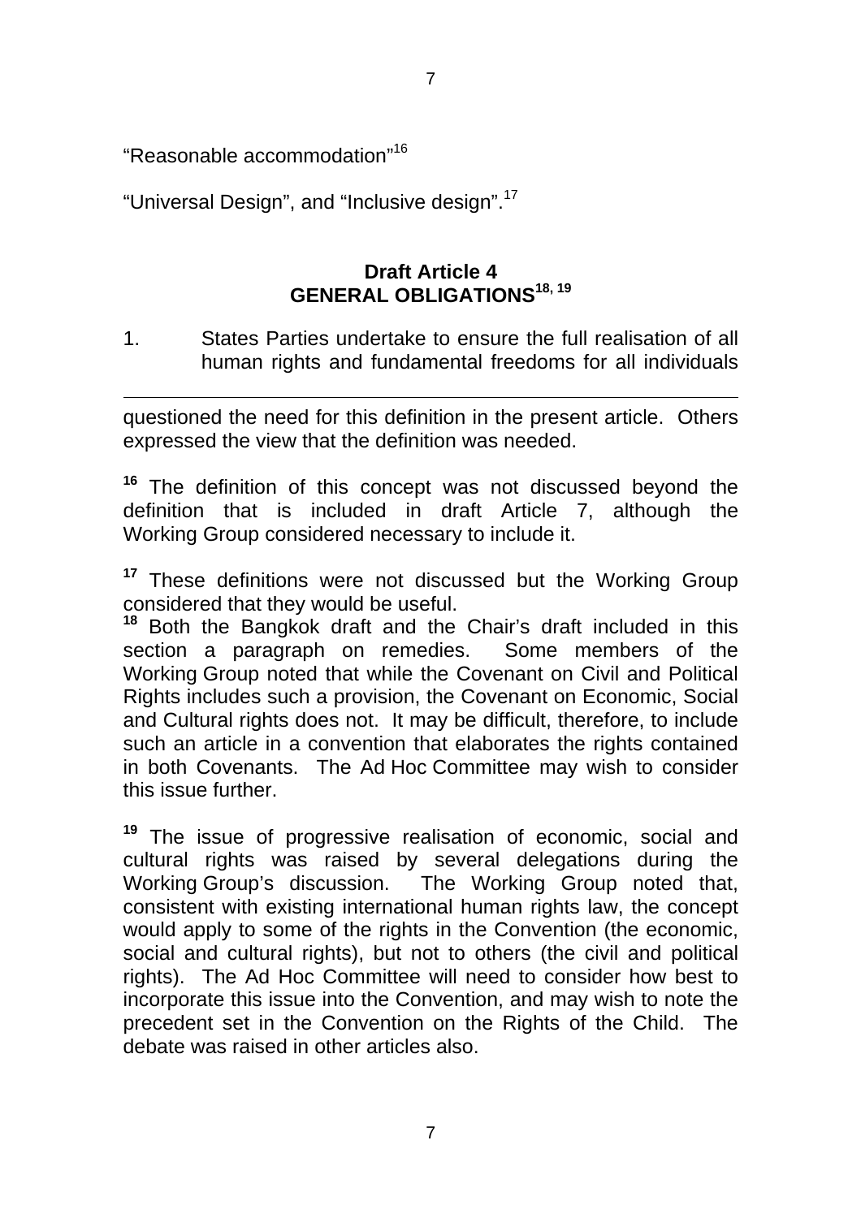"Reasonable accommodation"[16]

"Universal Design", and "Inclusive design".[17]

## Draft Article 4
## GENERAL OBLIGATIONS[18, 19]

1. States Parties undertake to ensure the full realisation of all human rights and fundamental freedoms for all individuals

---

questioned the need for this definition in the present article. Others expressed the view that the definition was needed.

[16] The definition of this concept was not discussed beyond the definition that is included in draft Article 7, although the Working Group considered necessary to include it.

[17] These definitions were not discussed but the Working Group considered that they would be useful.

[18] Both the Bangkok draft and the Chair's draft included in this section a paragraph on remedies. Some members of the Working Group noted that while the Covenant on Civil and Political Rights includes such a provision, the Covenant on Economic, Social and Cultural rights does not. It may be difficult, therefore, to include such an article in a convention that elaborates the rights contained in both Covenants. The Ad Hoc Committee may wish to consider this issue further.

[19] The issue of progressive realisation of economic, social and cultural rights was raised by several delegations during the Working Group's discussion. The Working Group noted that, consistent with existing international human rights law, the concept would apply to some of the rights in the Convention (the economic, social and cultural rights), but not to others (the civil and political rights). The Ad Hoc Committee will need to consider how best to incorporate this issue into the Convention, and may wish to note the precedent set in the Convention on the Rights of the Child. The debate was raised in other articles also.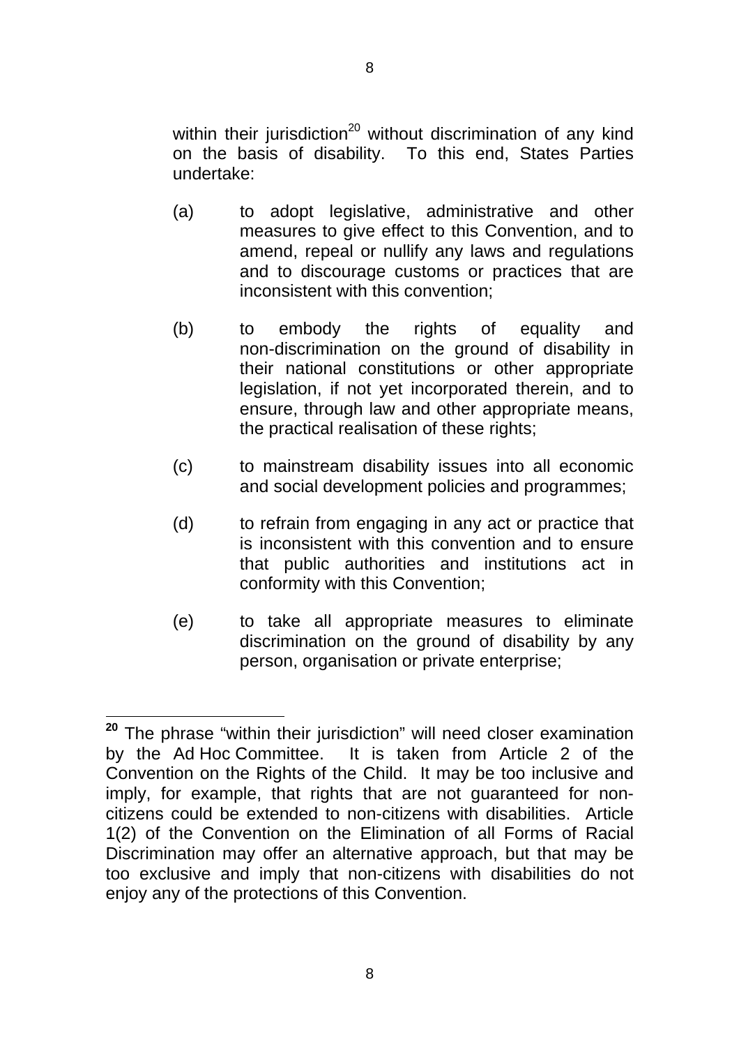within their jurisdiction[20] without discrimination of any kind on the basis of disability. To this end, States Parties undertake:

(a) to adopt legislative, administrative and other measures to give effect to this Convention, and to amend, repeal or nullify any laws and regulations and to discourage customs or practices that are inconsistent with this convention;

(b) to embody the rights of equality and non-discrimination on the ground of disability in their national constitutions or other appropriate legislation, if not yet incorporated therein, and to ensure, through law and other appropriate means, the practical realisation of these rights;

(c) to mainstream disability issues into all economic and social development policies and programmes;

(d) to refrain from engaging in any act or practice that is inconsistent with this convention and to ensure that public authorities and institutions act in conformity with this Convention;

(e) to take all appropriate measures to eliminate discrimination on the ground of disability by any person, organisation or private enterprise;

---

[20] The phrase "within their jurisdiction" will need closer examination by the Ad Hoc Committee. It is taken from Article 2 of the Convention on the Rights of the Child. It may be too inclusive and imply, for example, that rights that are not guaranteed for non-citizens could be extended to non-citizens with disabilities. Article 1(2) of the Convention on the Elimination of all Forms of Racial Discrimination may offer an alternative approach, but that may be too exclusive and imply that non-citizens with disabilities do not enjoy any of the protections of this Convention.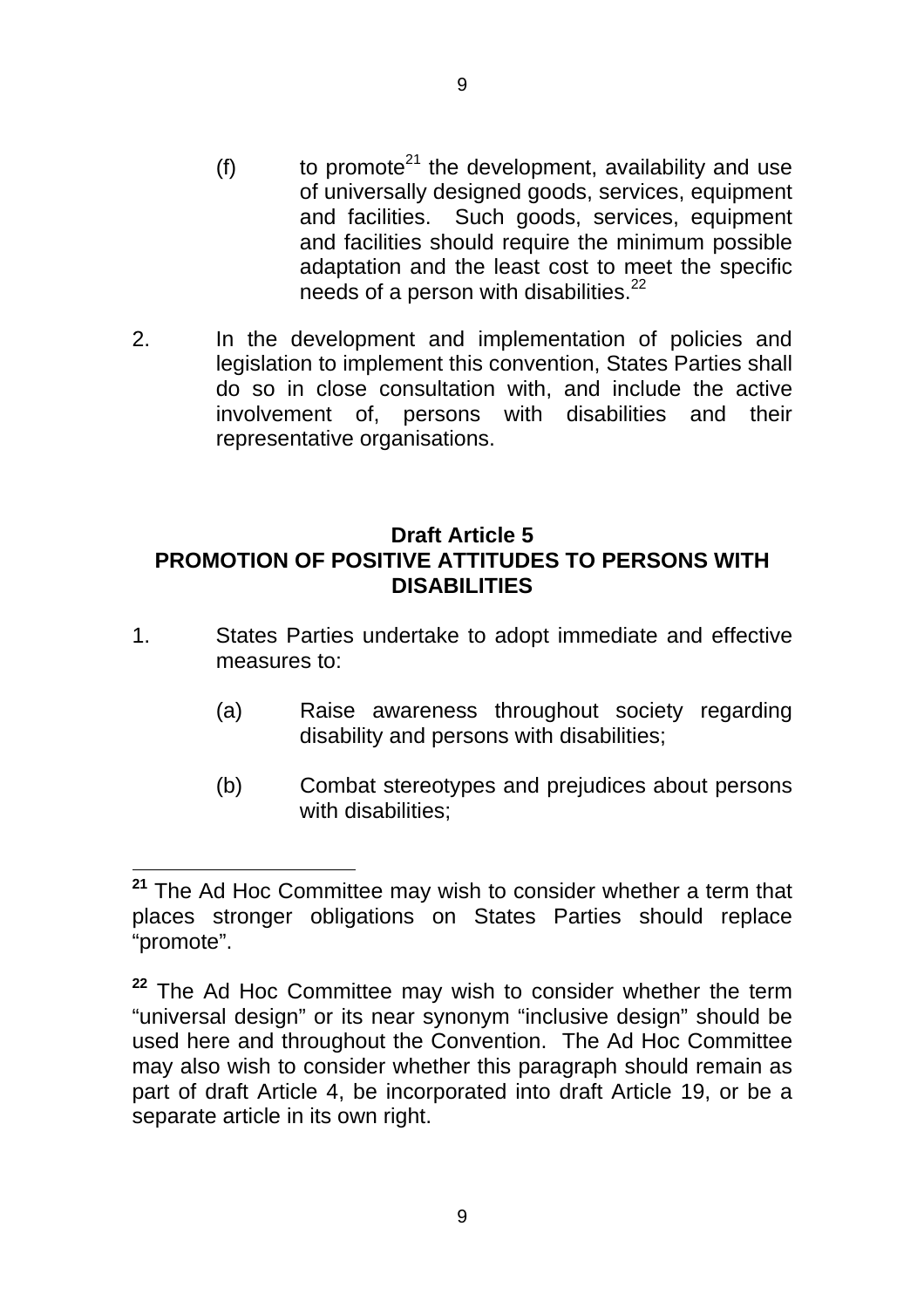(f) to promote[21] the development, availability and use of universally designed goods, services, equipment and facilities. Such goods, services, equipment and facilities should require the minimum possible adaptation and the least cost to meet the specific needs of a person with disabilities.[22]

2. In the development and implementation of policies and legislation to implement this convention, States Parties shall do so in close consultation with, and include the active involvement of, persons with disabilities and their representative organisations.

## Draft Article 5
## PROMOTION OF POSITIVE ATTITUDES TO PERSONS WITH DISABILITIES

1. States Parties undertake to adopt immediate and effective measures to:

   (a) Raise awareness throughout society regarding disability and persons with disabilities;

   (b) Combat stereotypes and prejudices about persons with disabilities;

---

**21** The Ad Hoc Committee may wish to consider whether a term that places stronger obligations on States Parties should replace “promote”.

**22** The Ad Hoc Committee may wish to consider whether the term “universal design” or its near synonym “inclusive design” should be used here and throughout the Convention. The Ad Hoc Committee may also wish to consider whether this paragraph should remain as part of draft Article 4, be incorporated into draft Article 19, or be a separate article in its own right.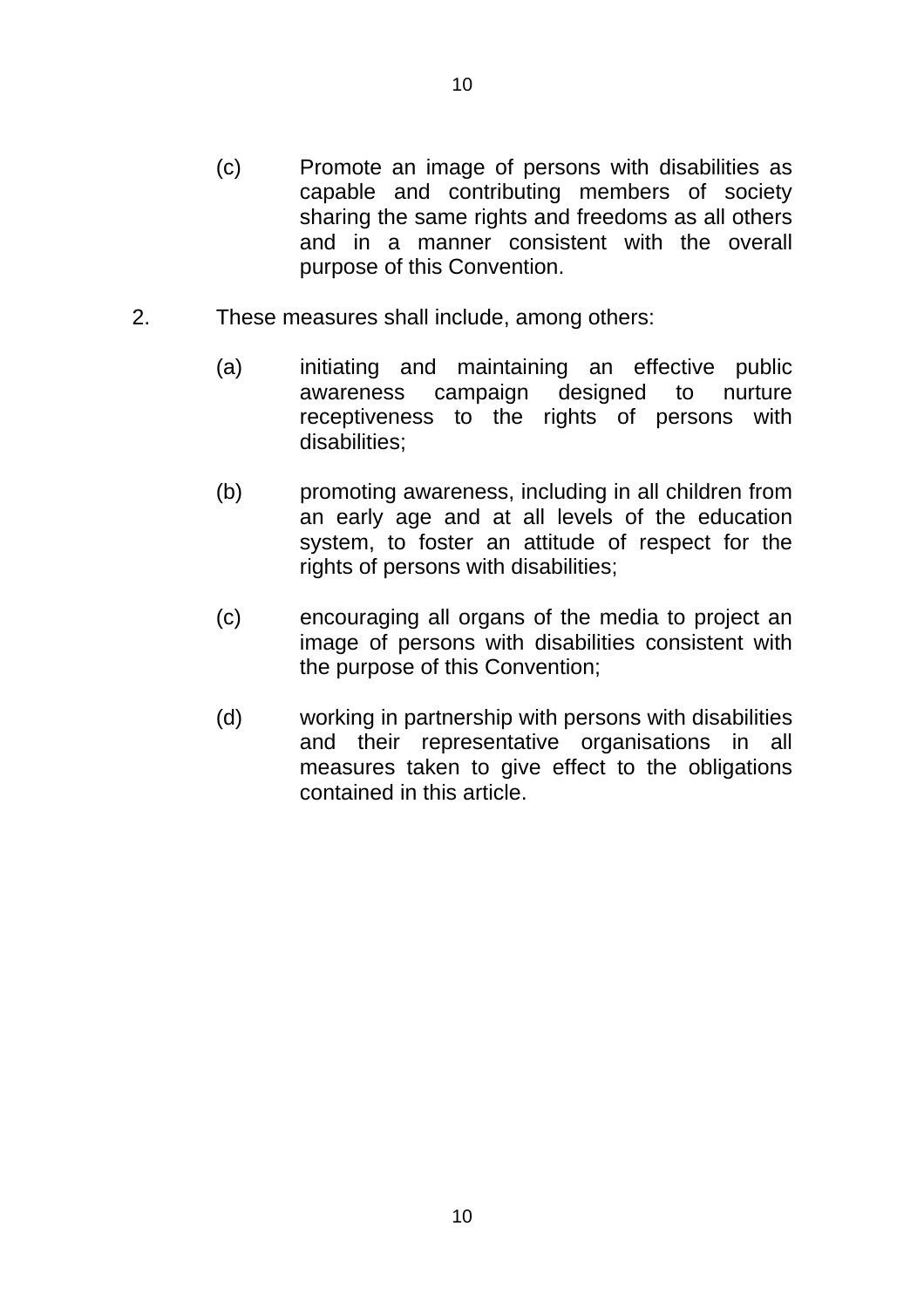(c) Promote an image of persons with disabilities as capable and contributing members of society sharing the same rights and freedoms as all others and in a manner consistent with the overall purpose of this Convention.

2. These measures shall include, among others:

   (a) initiating and maintaining an effective public awareness campaign designed to nurture receptiveness to the rights of persons with disabilities;

   (b) promoting awareness, including in all children from an early age and at all levels of the education system, to foster an attitude of respect for the rights of persons with disabilities;

   (c) encouraging all organs of the media to project an image of persons with disabilities consistent with the purpose of this Convention;

   (d) working in partnership with persons with disabilities and their representative organisations in all measures taken to give effect to the obligations contained in this article.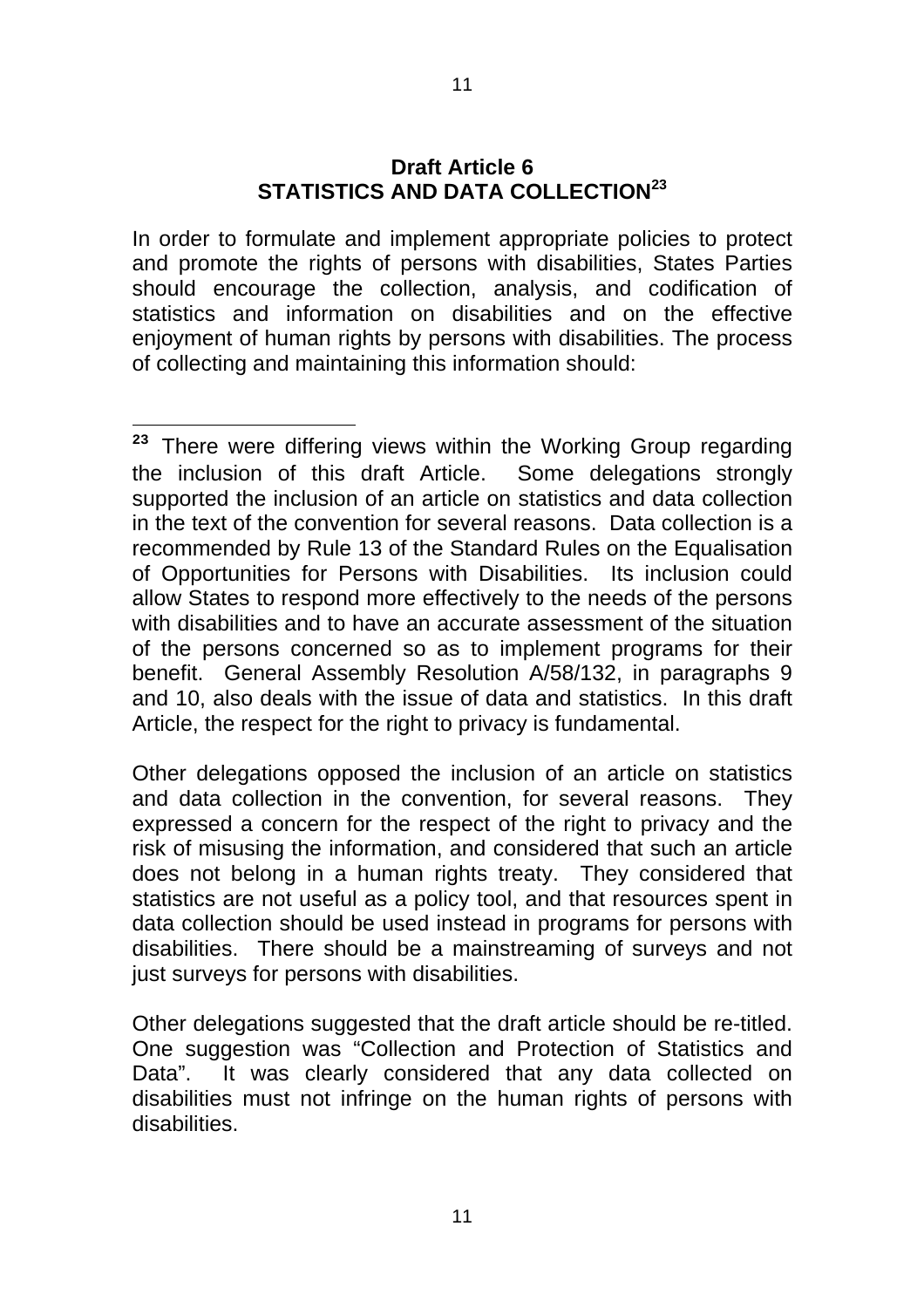## Draft Article 6
## STATISTICS AND DATA COLLECTION[23]

In order to formulate and implement appropriate policies to protect and promote the rights of persons with disabilities, States Parties should encourage the collection, analysis, and codification of statistics and information on disabilities and on the effective enjoyment of human rights by persons with disabilities. The process of collecting and maintaining this information should:

---

[23] There were differing views within the Working Group regarding the inclusion of this draft Article. Some delegations strongly supported the inclusion of an article on statistics and data collection in the text of the convention for several reasons. Data collection is a recommended by Rule 13 of the Standard Rules on the Equalisation of Opportunities for Persons with Disabilities. Its inclusion could allow States to respond more effectively to the needs of the persons with disabilities and to have an accurate assessment of the situation of the persons concerned so as to implement programs for their benefit. General Assembly Resolution A/58/132, in paragraphs 9 and 10, also deals with the issue of data and statistics. In this draft Article, the respect for the right to privacy is fundamental.

Other delegations opposed the inclusion of an article on statistics and data collection in the convention, for several reasons. They expressed a concern for the respect of the right to privacy and the risk of misusing the information, and considered that such an article does not belong in a human rights treaty. They considered that statistics are not useful as a policy tool, and that resources spent in data collection should be used instead in programs for persons with disabilities. There should be a mainstreaming of surveys and not just surveys for persons with disabilities.

Other delegations suggested that the draft article should be re-titled. One suggestion was “Collection and Protection of Statistics and Data”. It was clearly considered that any data collected on disabilities must not infringe on the human rights of persons with disabilities.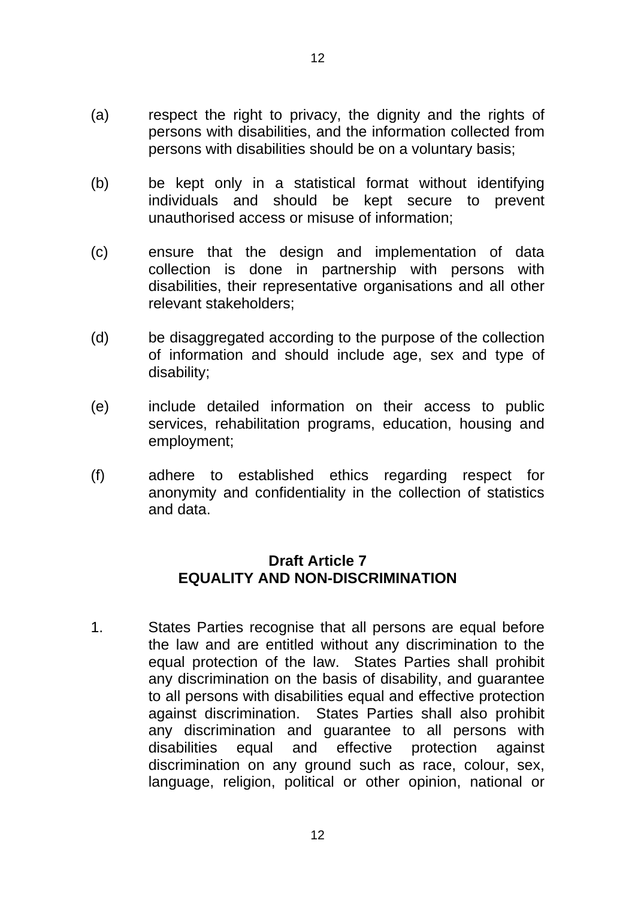(a) respect the right to privacy, the dignity and the rights of persons with disabilities, and the information collected from persons with disabilities should be on a voluntary basis;

(b) be kept only in a statistical format without identifying individuals and should be kept secure to prevent unauthorised access or misuse of information;

(c) ensure that the design and implementation of data collection is done in partnership with persons with disabilities, their representative organisations and all other relevant stakeholders;

(d) be disaggregated according to the purpose of the collection of information and should include age, sex and type of disability;

(e) include detailed information on their access to public services, rehabilitation programs, education, housing and employment;

(f) adhere to established ethics regarding respect for anonymity and confidentiality in the collection of statistics and data.

## Draft Article 7
## EQUALITY AND NON-DISCRIMINATION

1. States Parties recognise that all persons are equal before the law and are entitled without any discrimination to the equal protection of the law. States Parties shall prohibit any discrimination on the basis of disability, and guarantee to all persons with disabilities equal and effective protection against discrimination. States Parties shall also prohibit any discrimination and guarantee to all persons with disabilities equal and effective protection against discrimination on any ground such as race, colour, sex, language, religion, political or other opinion, national or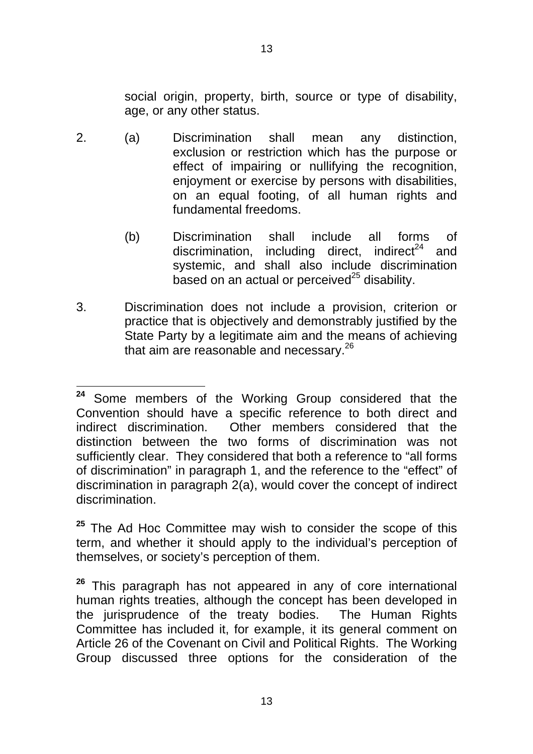social origin, property, birth, source or type of disability, age, or any other status.

2. (a) Discrimination shall mean any distinction, exclusion or restriction which has the purpose or effect of impairing or nullifying the recognition, enjoyment or exercise by persons with disabilities, on an equal footing, of all human rights and fundamental freedoms.

   (b) Discrimination shall include all forms of discrimination, including direct, indirect[24] and systemic, and shall also include discrimination based on an actual or perceived[25] disability.

3. Discrimination does not include a provision, criterion or practice that is objectively and demonstrably justified by the State Party by a legitimate aim and the means of achieving that aim are reasonable and necessary.[26]

---

[24] Some members of the Working Group considered that the Convention should have a specific reference to both direct and indirect discrimination. Other members considered that the distinction between the two forms of discrimination was not sufficiently clear. They considered that both a reference to "all forms of discrimination" in paragraph 1, and the reference to the "effect" of discrimination in paragraph 2(a), would cover the concept of indirect discrimination.

[25] The Ad Hoc Committee may wish to consider the scope of this term, and whether it should apply to the individual's perception of themselves, or society's perception of them.

[26] This paragraph has not appeared in any of core international human rights treaties, although the concept has been developed in the jurisprudence of the treaty bodies. The Human Rights Committee has included it, for example, it its general comment on Article 26 of the Covenant on Civil and Political Rights. The Working Group discussed three options for the consideration of the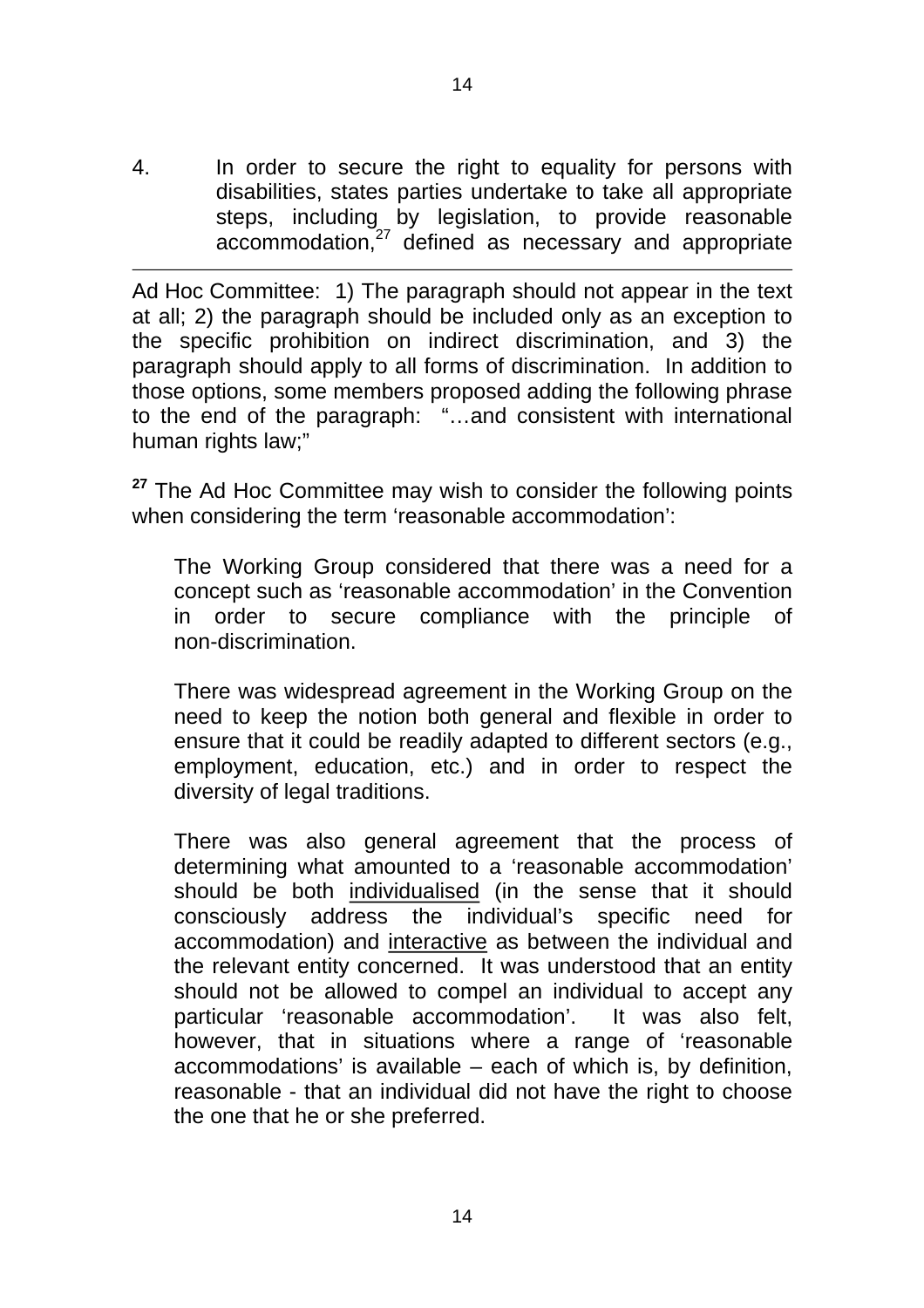4. In order to secure the right to equality for persons with disabilities, states parties undertake to take all appropriate steps, including by legislation, to provide reasonable accommodation,[27] defined as necessary and appropriate

---

Ad Hoc Committee: 1) The paragraph should not appear in the text at all; 2) the paragraph should be included only as an exception to the specific prohibition on indirect discrimination, and 3) the paragraph should apply to all forms of discrimination. In addition to those options, some members proposed adding the following phrase to the end of the paragraph: "…and consistent with international human rights law;"

[27] The Ad Hoc Committee may wish to consider the following points when considering the term 'reasonable accommodation':

> The Working Group considered that there was a need for a concept such as 'reasonable accommodation' in the Convention in order to secure compliance with the principle of non-discrimination.
>
> There was widespread agreement in the Working Group on the need to keep the notion both general and flexible in order to ensure that it could be readily adapted to different sectors (e.g., employment, education, etc.) and in order to respect the diversity of legal traditions.
>
> There was also general agreement that the process of determining what amounted to a 'reasonable accommodation' should be both <u>individualised</u> (in the sense that it should consciously address the individual's specific need for accommodation) and <u>interactive</u> as between the individual and the relevant entity concerned. It was understood that an entity should not be allowed to compel an individual to accept any particular 'reasonable accommodation'. It was also felt, however, that in situations where a range of 'reasonable accommodations' is available – each of which is, by definition, reasonable - that an individual did not have the right to choose the one that he or she preferred.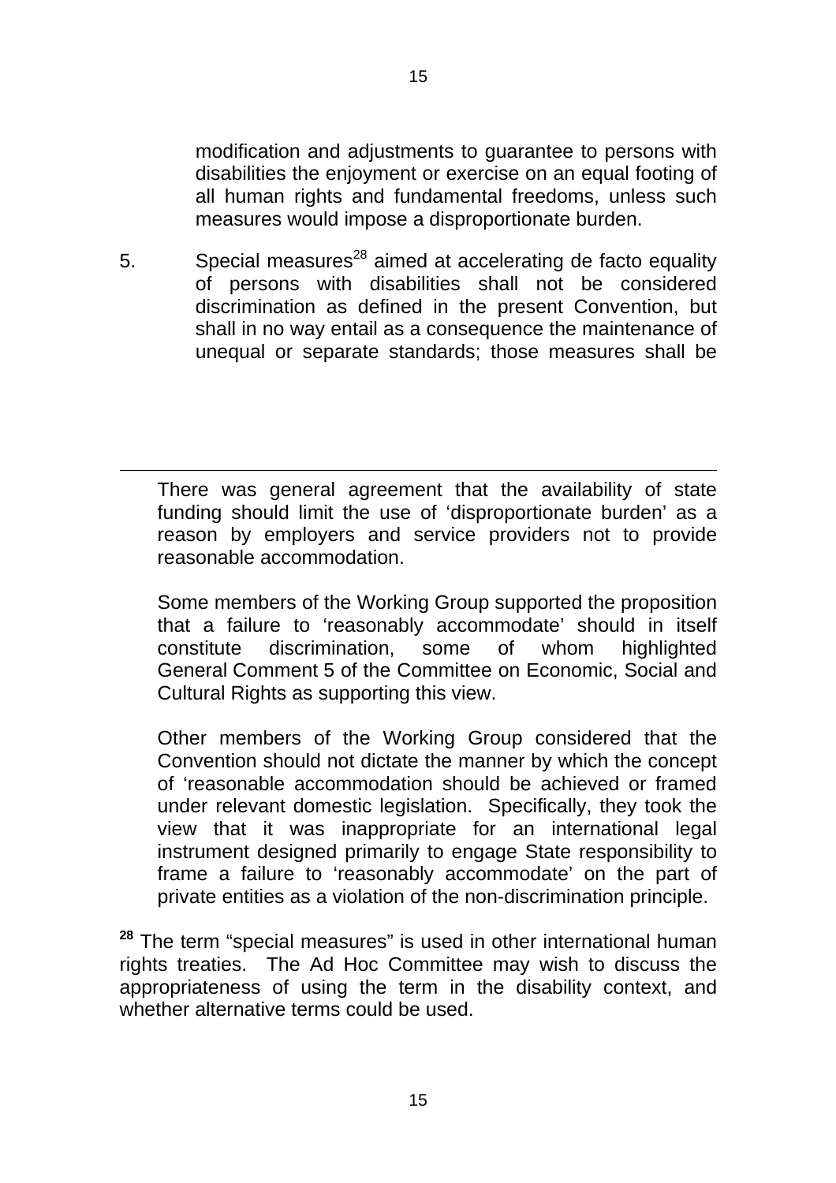modification and adjustments to guarantee to persons with disabilities the enjoyment or exercise on an equal footing of all human rights and fundamental freedoms, unless such measures would impose a disproportionate burden.

5. Special measures[28] aimed at accelerating de facto equality of persons with disabilities shall not be considered discrimination as defined in the present Convention, but shall in no way entail as a consequence the maintenance of unequal or separate standards; those measures shall be

---

There was general agreement that the availability of state funding should limit the use of 'disproportionate burden' as a reason by employers and service providers not to provide reasonable accommodation.

Some members of the Working Group supported the proposition that a failure to 'reasonably accommodate' should in itself constitute discrimination, some of whom highlighted General Comment 5 of the Committee on Economic, Social and Cultural Rights as supporting this view.

Other members of the Working Group considered that the Convention should not dictate the manner by which the concept of 'reasonable accommodation should be achieved or framed under relevant domestic legislation. Specifically, they took the view that it was inappropriate for an international legal instrument designed primarily to engage State responsibility to frame a failure to 'reasonably accommodate' on the part of private entities as a violation of the non-discrimination principle.

[28] The term "special measures" is used in other international human rights treaties. The Ad Hoc Committee may wish to discuss the appropriateness of using the term in the disability context, and whether alternative terms could be used.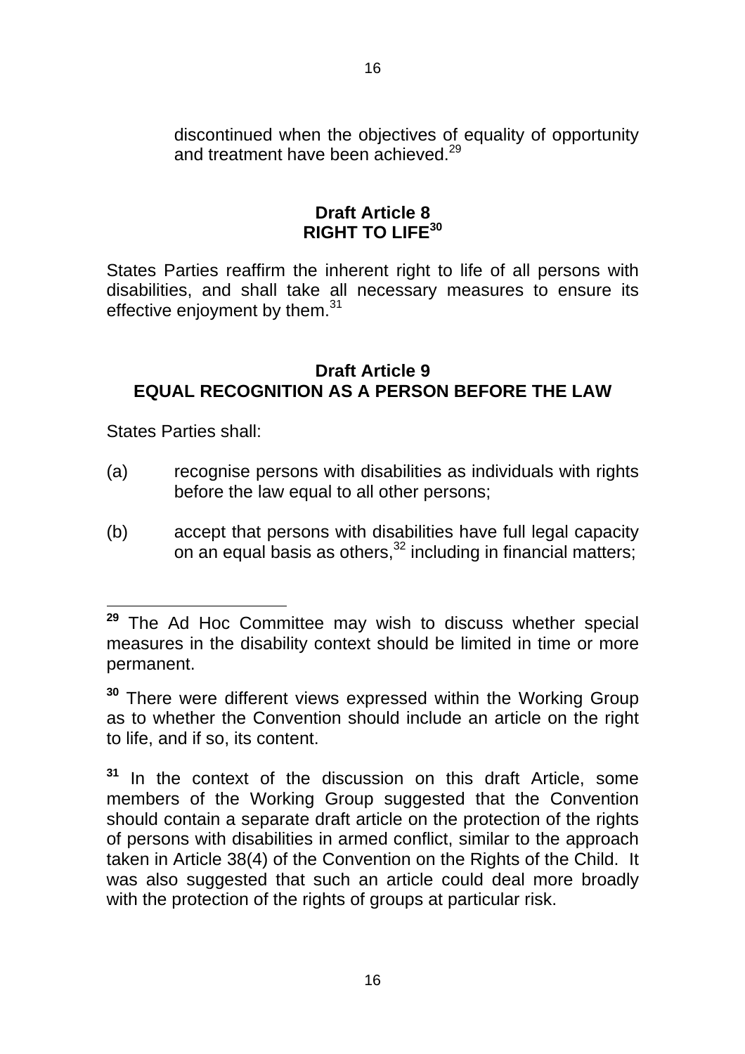discontinued when the objectives of equality of opportunity and treatment have been achieved.[29]

## Draft Article 8
## RIGHT TO LIFE[30]

States Parties reaffirm the inherent right to life of all persons with disabilities, and shall take all necessary measures to ensure its effective enjoyment by them.[31]

## Draft Article 9
## EQUAL RECOGNITION AS A PERSON BEFORE THE LAW

States Parties shall:

(a) recognise persons with disabilities as individuals with rights before the law equal to all other persons;

(b) accept that persons with disabilities have full legal capacity on an equal basis as others,[32] including in financial matters;

---

**29** The Ad Hoc Committee may wish to discuss whether special measures in the disability context should be limited in time or more permanent.

**30** There were different views expressed within the Working Group as to whether the Convention should include an article on the right to life, and if so, its content.

**31** In the context of the discussion on this draft Article, some members of the Working Group suggested that the Convention should contain a separate draft article on the protection of the rights of persons with disabilities in armed conflict, similar to the approach taken in Article 38(4) of the Convention on the Rights of the Child. It was also suggested that such an article could deal more broadly with the protection of the rights of groups at particular risk.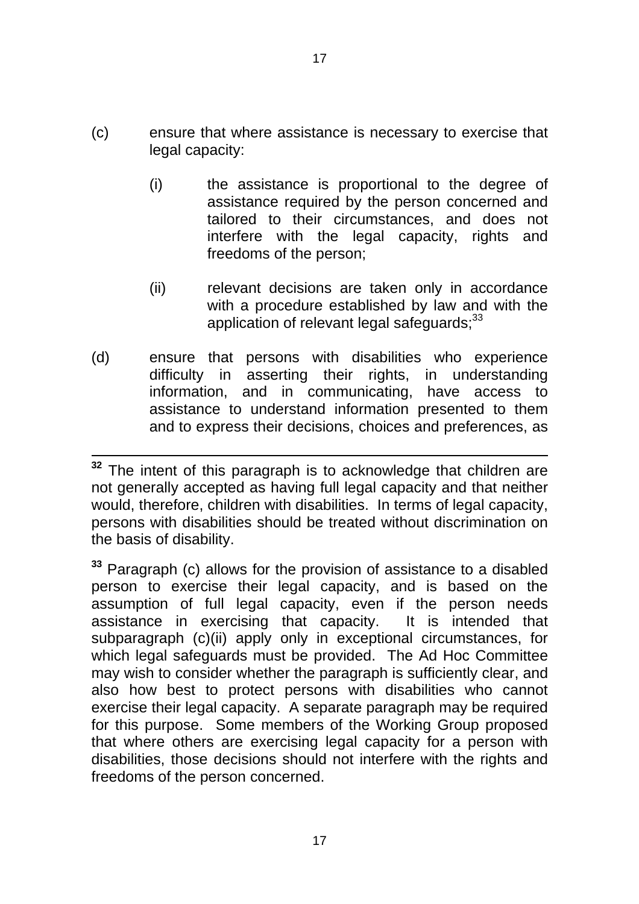(c) ensure that where assistance is necessary to exercise that legal capacity:

  (i) the assistance is proportional to the degree of assistance required by the person concerned and tailored to their circumstances, and does not interfere with the legal capacity, rights and freedoms of the person;

  (ii) relevant decisions are taken only in accordance with a procedure established by law and with the application of relevant legal safeguards;[33]

(d) ensure that persons with disabilities who experience difficulty in asserting their rights, in understanding information, and in communicating, have access to assistance to understand information presented to them and to express their decisions, choices and preferences, as

---

[32] The intent of this paragraph is to acknowledge that children are not generally accepted as having full legal capacity and that neither would, therefore, children with disabilities. In terms of legal capacity, persons with disabilities should be treated without discrimination on the basis of disability.

[33] Paragraph (c) allows for the provision of assistance to a disabled person to exercise their legal capacity, and is based on the assumption of full legal capacity, even if the person needs assistance in exercising that capacity. It is intended that subparagraph (c)(ii) apply only in exceptional circumstances, for which legal safeguards must be provided. The Ad Hoc Committee may wish to consider whether the paragraph is sufficiently clear, and also how best to protect persons with disabilities who cannot exercise their legal capacity. A separate paragraph may be required for this purpose. Some members of the Working Group proposed that where others are exercising legal capacity for a person with disabilities, those decisions should not interfere with the rights and freedoms of the person concerned.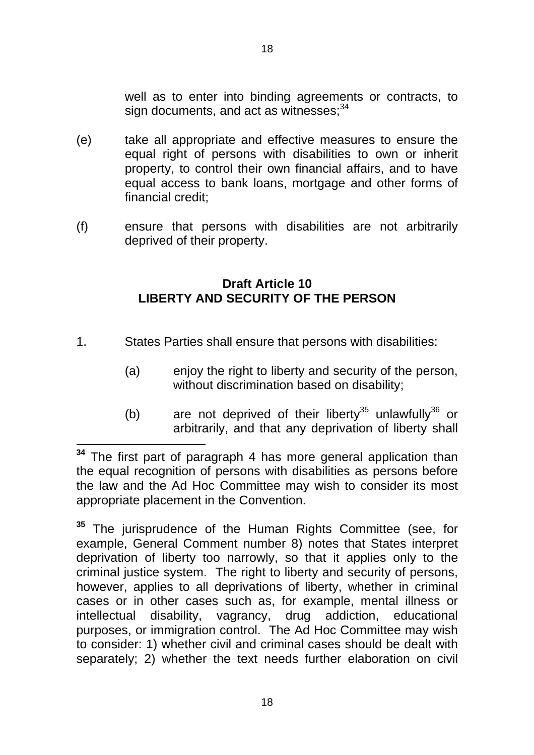well as to enter into binding agreements or contracts, to sign documents, and act as witnesses;[34]

(e) take all appropriate and effective measures to ensure the equal right of persons with disabilities to own or inherit property, to control their own financial affairs, and to have equal access to bank loans, mortgage and other forms of financial credit;

(f) ensure that persons with disabilities are not arbitrarily deprived of their property.

## Draft Article 10
## LIBERTY AND SECURITY OF THE PERSON

1. States Parties shall ensure that persons with disabilities:

   (a) enjoy the right to liberty and security of the person, without discrimination based on disability;

   (b) are not deprived of their liberty[35] unlawfully[36] or arbitrarily, and that any deprivation of liberty shall

---

**34** The first part of paragraph 4 has more general application than the equal recognition of persons with disabilities as persons before the law and the Ad Hoc Committee may wish to consider its most appropriate placement in the Convention.

**35** The jurisprudence of the Human Rights Committee (see, for example, General Comment number 8) notes that States interpret deprivation of liberty too narrowly, so that it applies only to the criminal justice system. The right to liberty and security of persons, however, applies to all deprivations of liberty, whether in criminal cases or in other cases such as, for example, mental illness or intellectual disability, vagrancy, drug addiction, educational purposes, or immigration control. The Ad Hoc Committee may wish to consider: 1) whether civil and criminal cases should be dealt with separately; 2) whether the text needs further elaboration on civil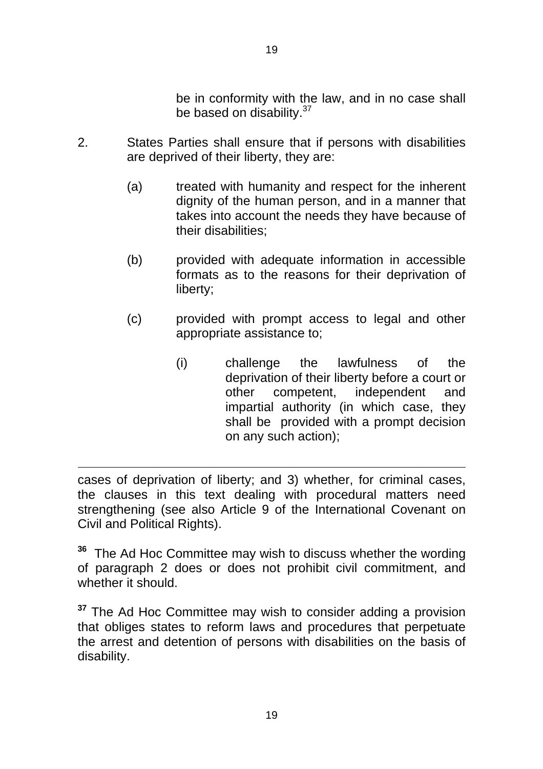be in conformity with the law, and in no case shall be based on disability.[37]

2. States Parties shall ensure that if persons with disabilities are deprived of their liberty, they are:

   (a) treated with humanity and respect for the inherent dignity of the human person, and in a manner that takes into account the needs they have because of their disabilities;

   (b) provided with adequate information in accessible formats as to the reasons for their deprivation of liberty;

   (c) provided with prompt access to legal and other appropriate assistance to;

      (i) challenge the lawfulness of the deprivation of their liberty before a court or other competent, independent and impartial authority (in which case, they shall be provided with a prompt decision on any such action);

---

cases of deprivation of liberty; and 3) whether, for criminal cases, the clauses in this text dealing with procedural matters need strengthening (see also Article 9 of the International Covenant on Civil and Political Rights).

[36] The Ad Hoc Committee may wish to discuss whether the wording of paragraph 2 does or does not prohibit civil commitment, and whether it should.

[37] The Ad Hoc Committee may wish to consider adding a provision that obliges states to reform laws and procedures that perpetuate the arrest and detention of persons with disabilities on the basis of disability.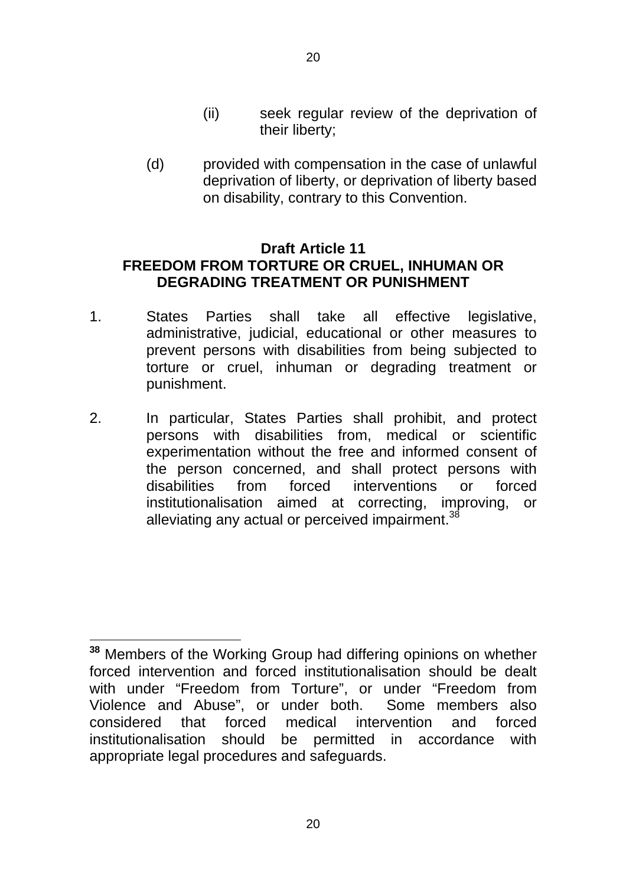(ii) seek regular review of the deprivation of their liberty;

(d) provided with compensation in the case of unlawful deprivation of liberty, or deprivation of liberty based on disability, contrary to this Convention.

## Draft Article 11
## FREEDOM FROM TORTURE OR CRUEL, INHUMAN OR DEGRADING TREATMENT OR PUNISHMENT

1. States Parties shall take all effective legislative, administrative, judicial, educational or other measures to prevent persons with disabilities from being subjected to torture or cruel, inhuman or degrading treatment or punishment.

2. In particular, States Parties shall prohibit, and protect persons with disabilities from, medical or scientific experimentation without the free and informed consent of the person concerned, and shall protect persons with disabilities from forced interventions or forced institutionalisation aimed at correcting, improving, or alleviating any actual or perceived impairment.[38]

---

**38** Members of the Working Group had differing opinions on whether forced intervention and forced institutionalisation should be dealt with under "Freedom from Torture", or under "Freedom from Violence and Abuse", or under both. Some members also considered that forced medical intervention and forced institutionalisation should be permitted in accordance with appropriate legal procedures and safeguards.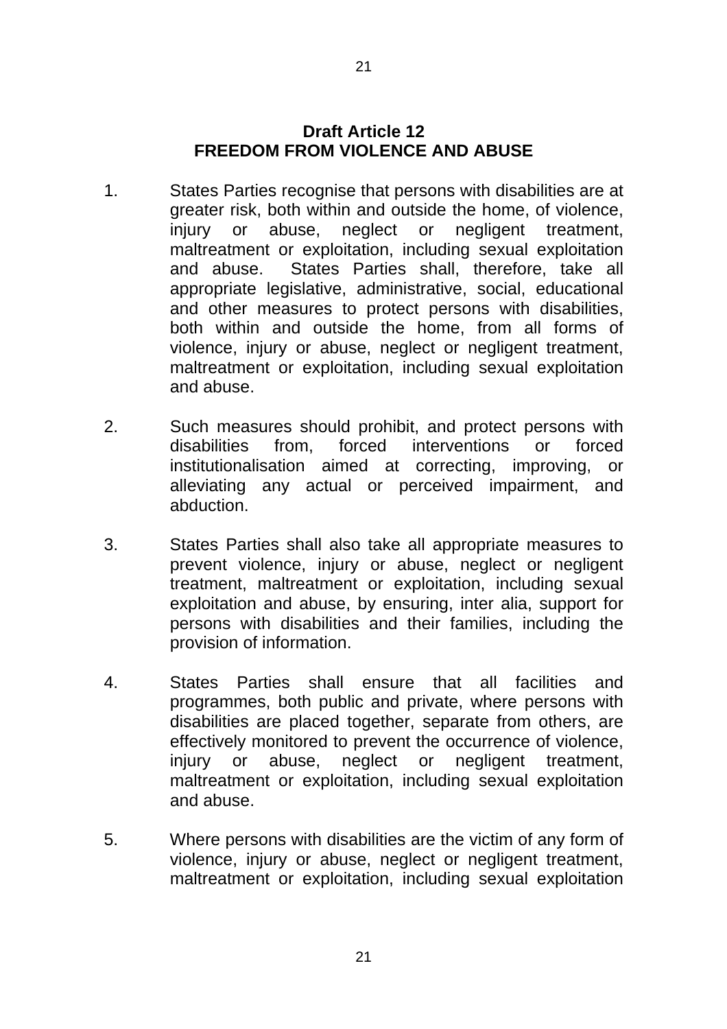## Draft Article 12
## FREEDOM FROM VIOLENCE AND ABUSE

1. States Parties recognise that persons with disabilities are at greater risk, both within and outside the home, of violence, injury or abuse, neglect or negligent treatment, maltreatment or exploitation, including sexual exploitation and abuse. States Parties shall, therefore, take all appropriate legislative, administrative, social, educational and other measures to protect persons with disabilities, both within and outside the home, from all forms of violence, injury or abuse, neglect or negligent treatment, maltreatment or exploitation, including sexual exploitation and abuse.

2. Such measures should prohibit, and protect persons with disabilities from, forced interventions or forced institutionalisation aimed at correcting, improving, or alleviating any actual or perceived impairment, and abduction.

3. States Parties shall also take all appropriate measures to prevent violence, injury or abuse, neglect or negligent treatment, maltreatment or exploitation, including sexual exploitation and abuse, by ensuring, inter alia, support for persons with disabilities and their families, including the provision of information.

4. States Parties shall ensure that all facilities and programmes, both public and private, where persons with disabilities are placed together, separate from others, are effectively monitored to prevent the occurrence of violence, injury or abuse, neglect or negligent treatment, maltreatment or exploitation, including sexual exploitation and abuse.

5. Where persons with disabilities are the victim of any form of violence, injury or abuse, neglect or negligent treatment, maltreatment or exploitation, including sexual exploitation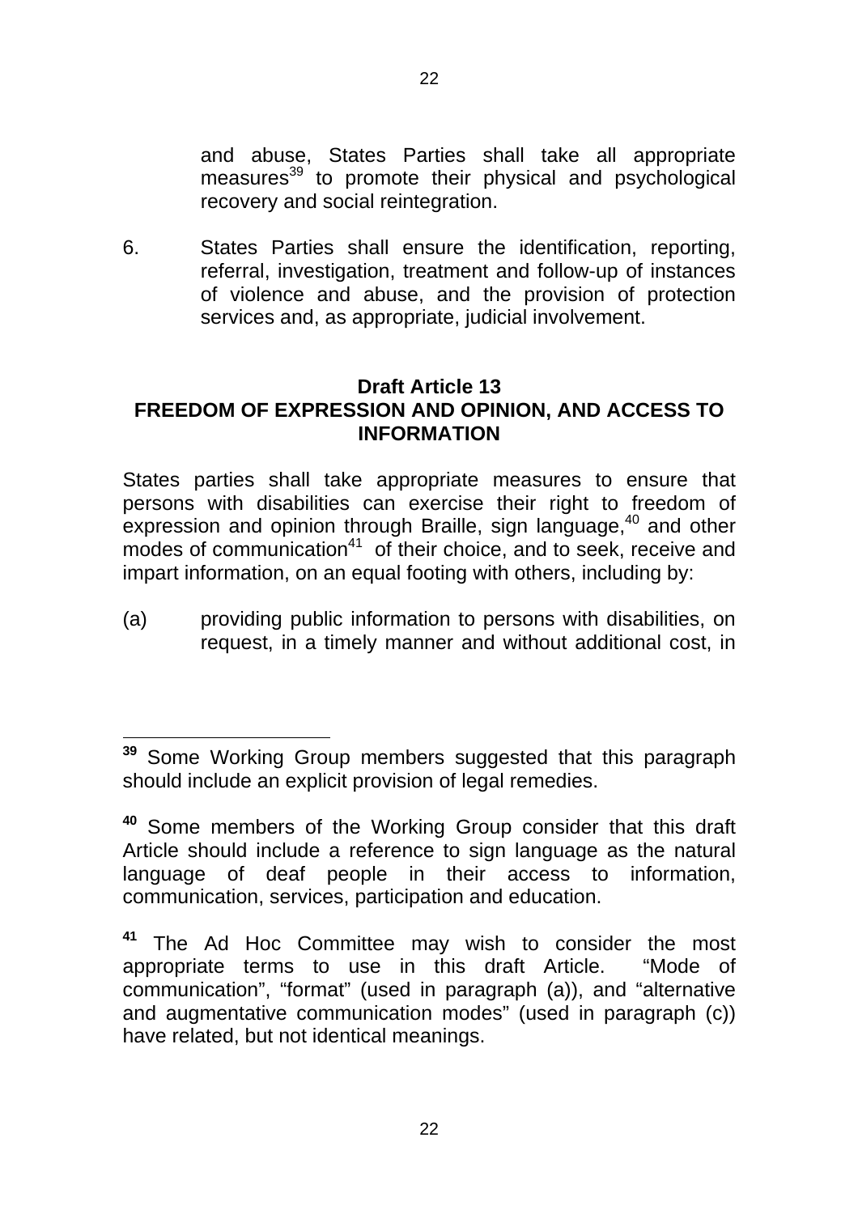and abuse, States Parties shall take all appropriate measures[39] to promote their physical and psychological recovery and social reintegration.

6. States Parties shall ensure the identification, reporting, referral, investigation, treatment and follow-up of instances of violence and abuse, and the provision of protection services and, as appropriate, judicial involvement.

## Draft Article 13
## FREEDOM OF EXPRESSION AND OPINION, AND ACCESS TO INFORMATION

States parties shall take appropriate measures to ensure that persons with disabilities can exercise their right to freedom of expression and opinion through Braille, sign language,[40] and other modes of communication[41] of their choice, and to seek, receive and impart information, on an equal footing with others, including by:

(a) providing public information to persons with disabilities, on request, in a timely manner and without additional cost, in

---

**39** Some Working Group members suggested that this paragraph should include an explicit provision of legal remedies.

**40** Some members of the Working Group consider that this draft Article should include a reference to sign language as the natural language of deaf people in their access to information, communication, services, participation and education.

**41** The Ad Hoc Committee may wish to consider the most appropriate terms to use in this draft Article. "Mode of communication", "format" (used in paragraph (a)), and "alternative and augmentative communication modes" (used in paragraph (c)) have related, but not identical meanings.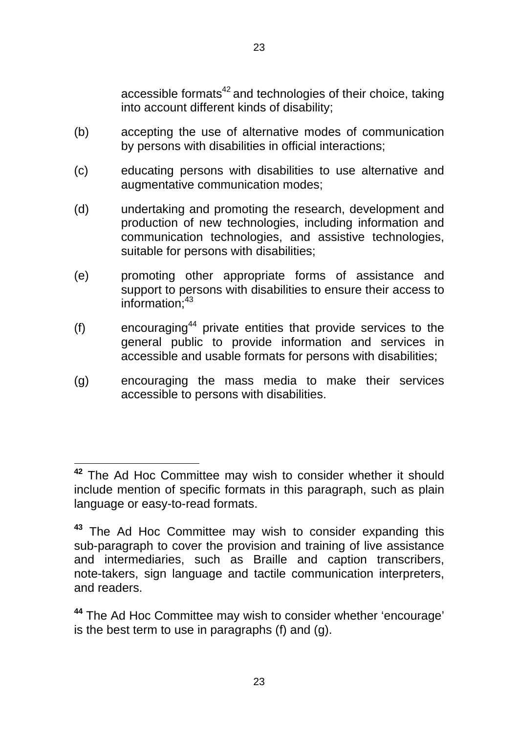accessible formats[42] and technologies of their choice, taking into account different kinds of disability;

(b) accepting the use of alternative modes of communication by persons with disabilities in official interactions;

(c) educating persons with disabilities to use alternative and augmentative communication modes;

(d) undertaking and promoting the research, development and production of new technologies, including information and communication technologies, and assistive technologies, suitable for persons with disabilities;

(e) promoting other appropriate forms of assistance and support to persons with disabilities to ensure their access to information;[43]

(f) encouraging[44] private entities that provide services to the general public to provide information and services in accessible and usable formats for persons with disabilities;

(g) encouraging the mass media to make their services accessible to persons with disabilities.

---

**42** The Ad Hoc Committee may wish to consider whether it should include mention of specific formats in this paragraph, such as plain language or easy-to-read formats.

**43** The Ad Hoc Committee may wish to consider expanding this sub-paragraph to cover the provision and training of live assistance and intermediaries, such as Braille and caption transcribers, note-takers, sign language and tactile communication interpreters, and readers.

**44** The Ad Hoc Committee may wish to consider whether 'encourage' is the best term to use in paragraphs (f) and (g).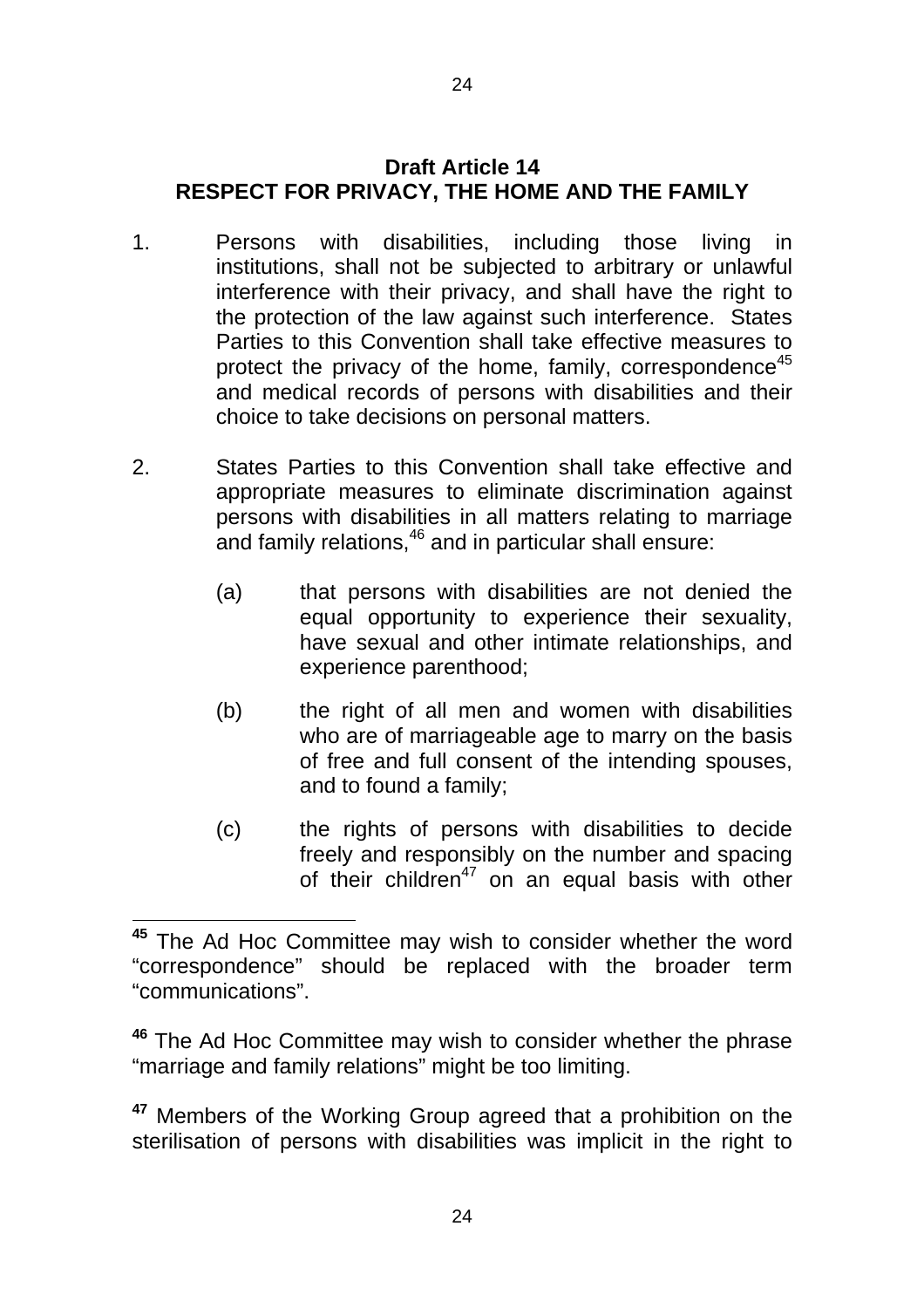## Draft Article 14
## RESPECT FOR PRIVACY, THE HOME AND THE FAMILY

1. Persons with disabilities, including those living in institutions, shall not be subjected to arbitrary or unlawful interference with their privacy, and shall have the right to the protection of the law against such interference. States Parties to this Convention shall take effective measures to protect the privacy of the home, family, correspondence[45] and medical records of persons with disabilities and their choice to take decisions on personal matters.

2. States Parties to this Convention shall take effective and appropriate measures to eliminate discrimination against persons with disabilities in all matters relating to marriage and family relations,[46] and in particular shall ensure:

   (a) that persons with disabilities are not denied the equal opportunity to experience their sexuality, have sexual and other intimate relationships, and experience parenthood;

   (b) the right of all men and women with disabilities who are of marriageable age to marry on the basis of free and full consent of the intending spouses, and to found a family;

   (c) the rights of persons with disabilities to decide freely and responsibly on the number and spacing of their children[47] on an equal basis with other

---

**45** The Ad Hoc Committee may wish to consider whether the word "correspondence" should be replaced with the broader term "communications".

**46** The Ad Hoc Committee may wish to consider whether the phrase "marriage and family relations" might be too limiting.

**47** Members of the Working Group agreed that a prohibition on the sterilisation of persons with disabilities was implicit in the right to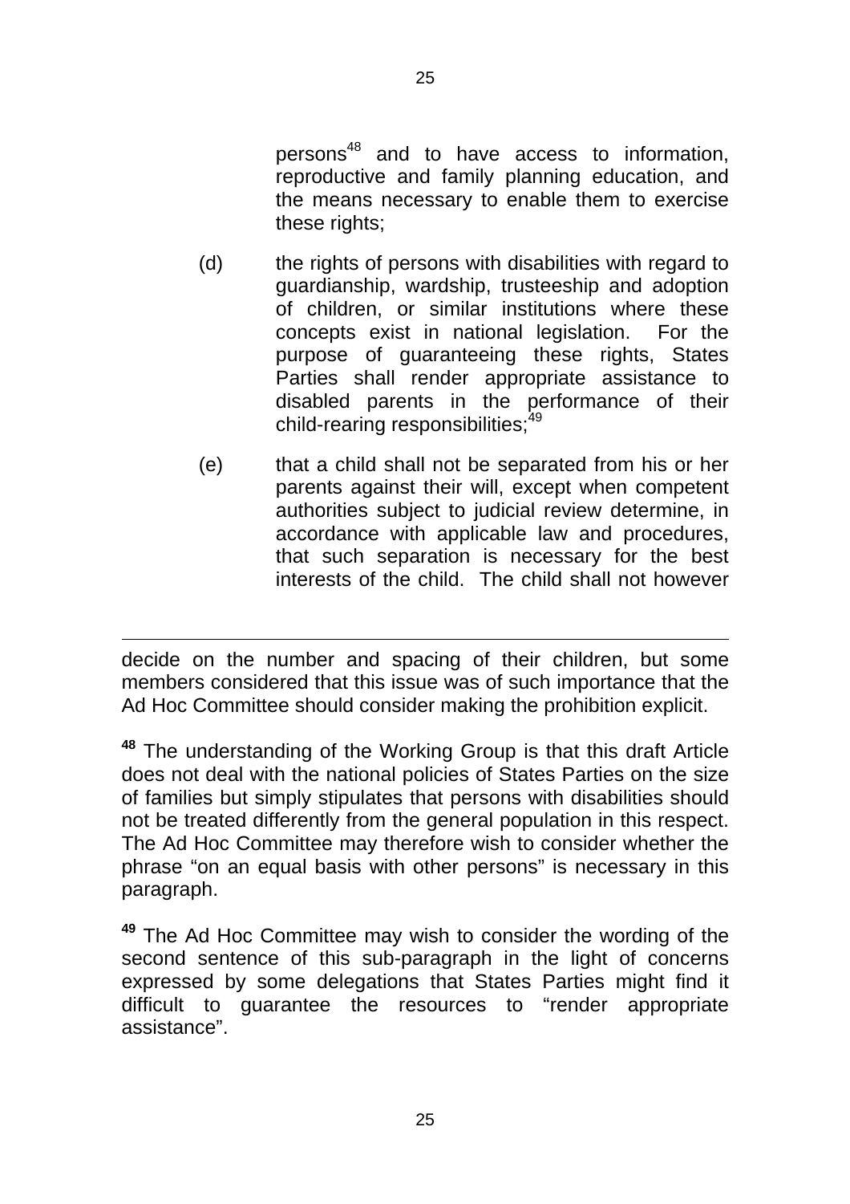persons[48] and to have access to information, reproductive and family planning education, and the means necessary to enable them to exercise these rights;

(d) the rights of persons with disabilities with regard to guardianship, wardship, trusteeship and adoption of children, or similar institutions where these concepts exist in national legislation. For the purpose of guaranteeing these rights, States Parties shall render appropriate assistance to disabled parents in the performance of their child-rearing responsibilities;[49]

(e) that a child shall not be separated from his or her parents against their will, except when competent authorities subject to judicial review determine, in accordance with applicable law and procedures, that such separation is necessary for the best interests of the child. The child shall not however

---

decide on the number and spacing of their children, but some members considered that this issue was of such importance that the Ad Hoc Committee should consider making the prohibition explicit.

**48** The understanding of the Working Group is that this draft Article does not deal with the national policies of States Parties on the size of families but simply stipulates that persons with disabilities should not be treated differently from the general population in this respect. The Ad Hoc Committee may therefore wish to consider whether the phrase "on an equal basis with other persons" is necessary in this paragraph.

**49** The Ad Hoc Committee may wish to consider the wording of the second sentence of this sub-paragraph in the light of concerns expressed by some delegations that States Parties might find it difficult to guarantee the resources to "render appropriate assistance".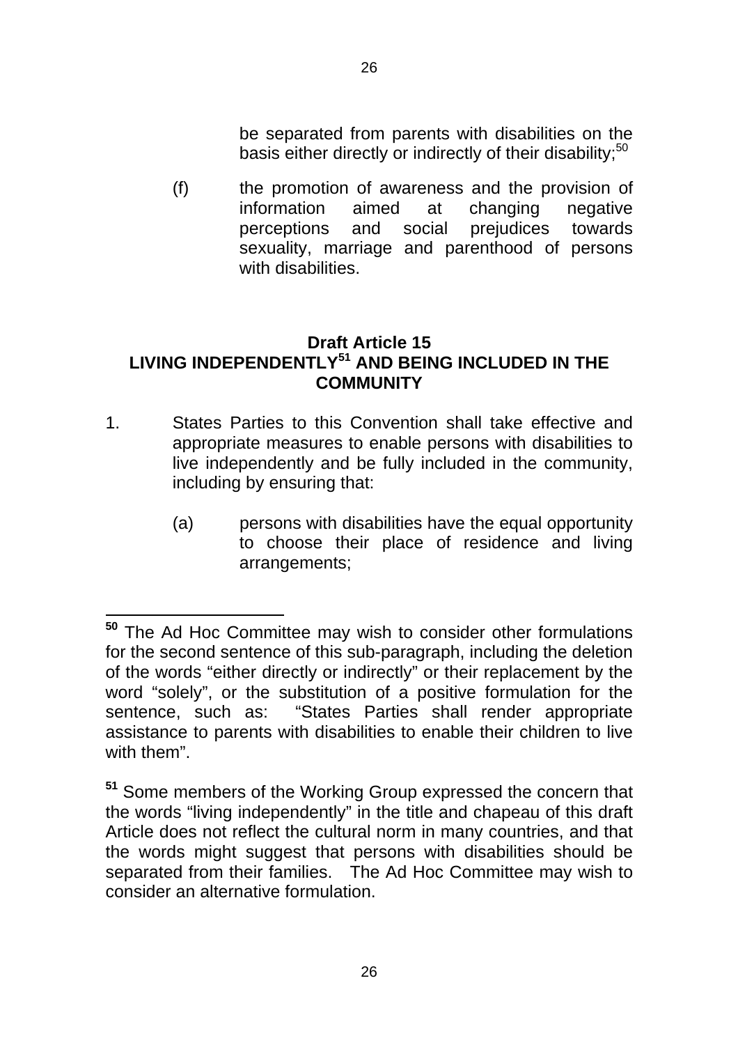be separated from parents with disabilities on the basis either directly or indirectly of their disability;[50]

(f) the promotion of awareness and the provision of information aimed at changing negative perceptions and social prejudices towards sexuality, marriage and parenthood of persons with disabilities.

## Draft Article 15
## LIVING INDEPENDENTLY[51] AND BEING INCLUDED IN THE COMMUNITY

1. States Parties to this Convention shall take effective and appropriate measures to enable persons with disabilities to live independently and be fully included in the community, including by ensuring that:

   (a) persons with disabilities have the equal opportunity to choose their place of residence and living arrangements;

---

[50] The Ad Hoc Committee may wish to consider other formulations for the second sentence of this sub-paragraph, including the deletion of the words "either directly or indirectly" or their replacement by the word "solely", or the substitution of a positive formulation for the sentence, such as: "States Parties shall render appropriate assistance to parents with disabilities to enable their children to live with them".

[51] Some members of the Working Group expressed the concern that the words "living independently" in the title and chapeau of this draft Article does not reflect the cultural norm in many countries, and that the words might suggest that persons with disabilities should be separated from their families. The Ad Hoc Committee may wish to consider an alternative formulation.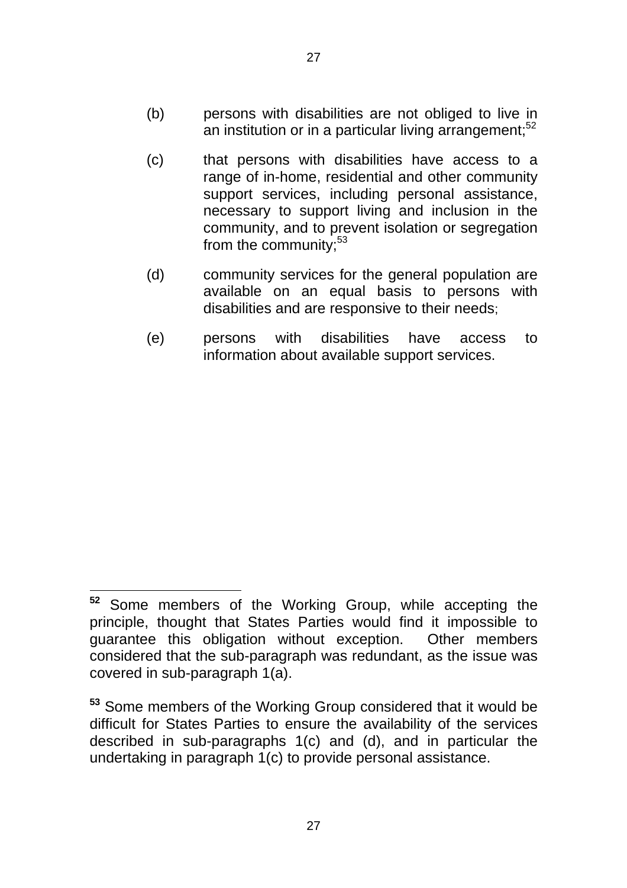(b) persons with disabilities are not obliged to live in an institution or in a particular living arrangement;[52]

(c) that persons with disabilities have access to a range of in-home, residential and other community support services, including personal assistance, necessary to support living and inclusion in the community, and to prevent isolation or segregation from the community;[53]

(d) community services for the general population are available on an equal basis to persons with disabilities and are responsive to their needs;

(e) persons with disabilities have access to information about available support services.

---

[52] Some members of the Working Group, while accepting the principle, thought that States Parties would find it impossible to guarantee this obligation without exception. Other members considered that the sub-paragraph was redundant, as the issue was covered in sub-paragraph 1(a).

[53] Some members of the Working Group considered that it would be difficult for States Parties to ensure the availability of the services described in sub-paragraphs 1(c) and (d), and in particular the undertaking in paragraph 1(c) to provide personal assistance.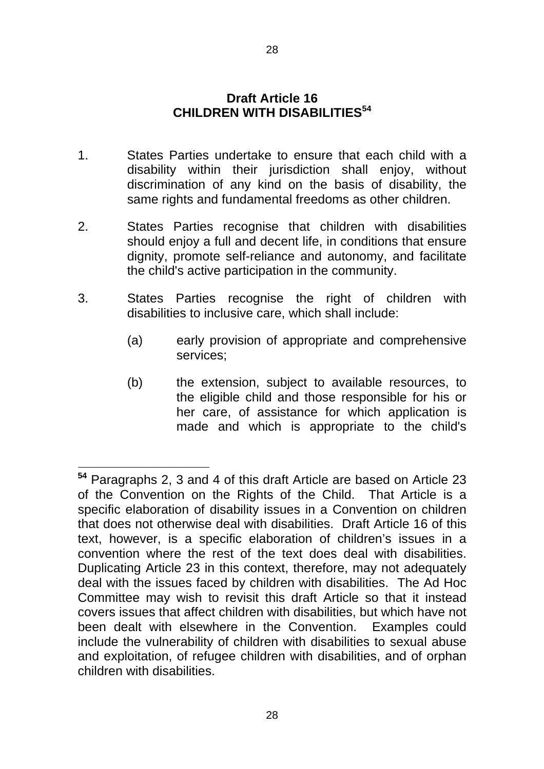## Draft Article 16
## CHILDREN WITH DISABILITIES[54]

1. States Parties undertake to ensure that each child with a disability within their jurisdiction shall enjoy, without discrimination of any kind on the basis of disability, the same rights and fundamental freedoms as other children.

2. States Parties recognise that children with disabilities should enjoy a full and decent life, in conditions that ensure dignity, promote self-reliance and autonomy, and facilitate the child's active participation in the community.

3. States Parties recognise the right of children with disabilities to inclusive care, which shall include:

   (a) early provision of appropriate and comprehensive services;

   (b) the extension, subject to available resources, to the eligible child and those responsible for his or her care, of assistance for which application is made and which is appropriate to the child's

---

[54] Paragraphs 2, 3 and 4 of this draft Article are based on Article 23 of the Convention on the Rights of the Child. That Article is a specific elaboration of disability issues in a Convention on children that does not otherwise deal with disabilities. Draft Article 16 of this text, however, is a specific elaboration of children's issues in a convention where the rest of the text does deal with disabilities. Duplicating Article 23 in this context, therefore, may not adequately deal with the issues faced by children with disabilities. The Ad Hoc Committee may wish to revisit this draft Article so that it instead covers issues that affect children with disabilities, but which have not been dealt with elsewhere in the Convention. Examples could include the vulnerability of children with disabilities to sexual abuse and exploitation, of refugee children with disabilities, and of orphan children with disabilities.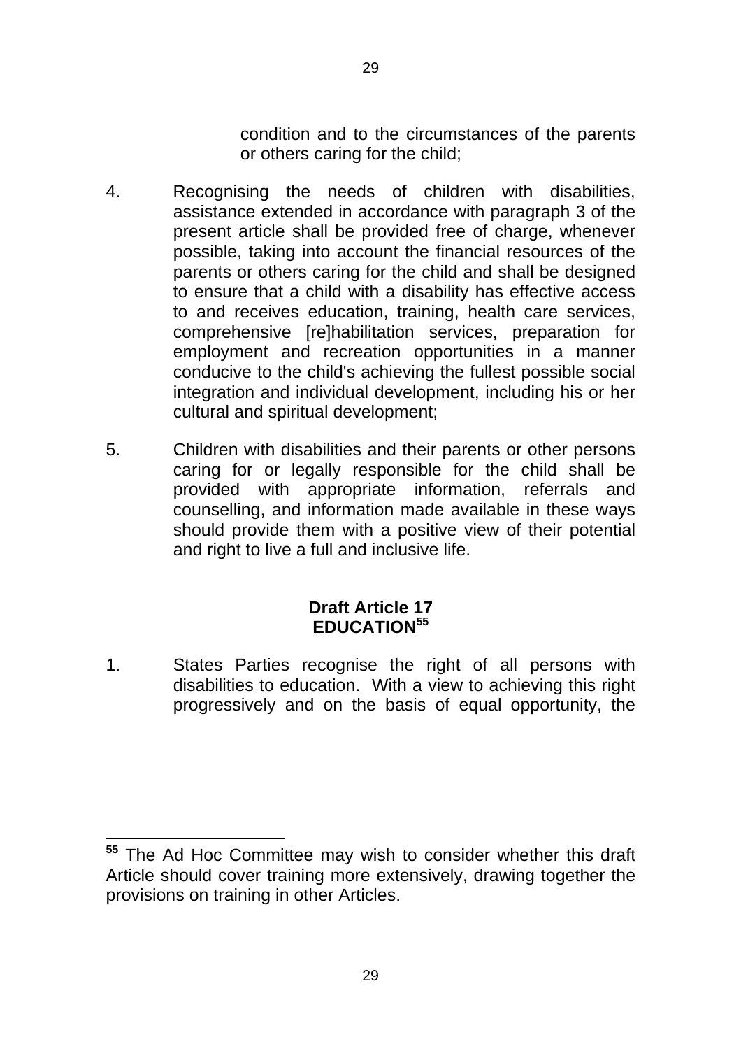condition and to the circumstances of the parents or others caring for the child;

4. Recognising the needs of children with disabilities, assistance extended in accordance with paragraph 3 of the present article shall be provided free of charge, whenever possible, taking into account the financial resources of the parents or others caring for the child and shall be designed to ensure that a child with a disability has effective access to and receives education, training, health care services, comprehensive [re]habilitation services, preparation for employment and recreation opportunities in a manner conducive to the child's achieving the fullest possible social integration and individual development, including his or her cultural and spiritual development;

5. Children with disabilities and their parents or other persons caring for or legally responsible for the child shall be provided with appropriate information, referrals and counselling, and information made available in these ways should provide them with a positive view of their potential and right to live a full and inclusive life.

**Draft Article 17**
**EDUCATION[55]**

1. States Parties recognise the right of all persons with disabilities to education. With a view to achieving this right progressively and on the basis of equal opportunity, the

---

[55] The Ad Hoc Committee may wish to consider whether this draft Article should cover training more extensively, drawing together the provisions on training in other Articles.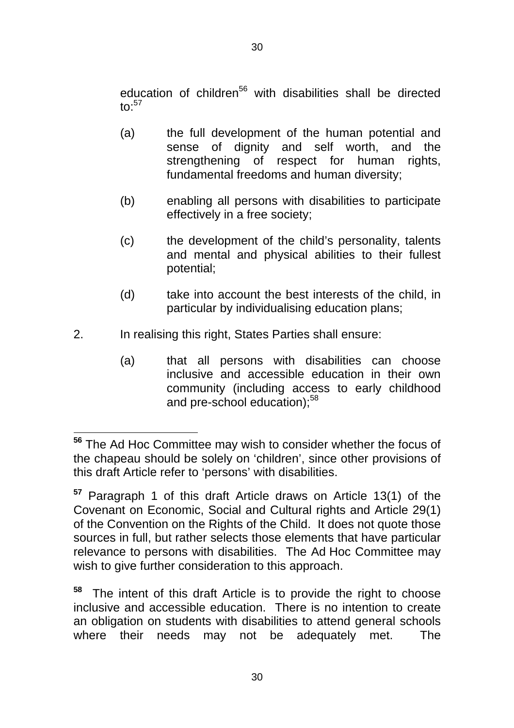education of children[56] with disabilities shall be directed to:[57]

(a) the full development of the human potential and sense of dignity and self worth, and the strengthening of respect for human rights, fundamental freedoms and human diversity;

(b) enabling all persons with disabilities to participate effectively in a free society;

(c) the development of the child's personality, talents and mental and physical abilities to their fullest potential;

(d) take into account the best interests of the child, in particular by individualising education plans;

2. In realising this right, States Parties shall ensure:

(a) that all persons with disabilities can choose inclusive and accessible education in their own community (including access to early childhood and pre-school education);[58]

---

[56] The Ad Hoc Committee may wish to consider whether the focus of the chapeau should be solely on 'children', since other provisions of this draft Article refer to 'persons' with disabilities.

[57] Paragraph 1 of this draft Article draws on Article 13(1) of the Covenant on Economic, Social and Cultural rights and Article 29(1) of the Convention on the Rights of the Child. It does not quote those sources in full, but rather selects those elements that have particular relevance to persons with disabilities. The Ad Hoc Committee may wish to give further consideration to this approach.

[58] The intent of this draft Article is to provide the right to choose inclusive and accessible education. There is no intention to create an obligation on students with disabilities to attend general schools where their needs may not be adequately met. The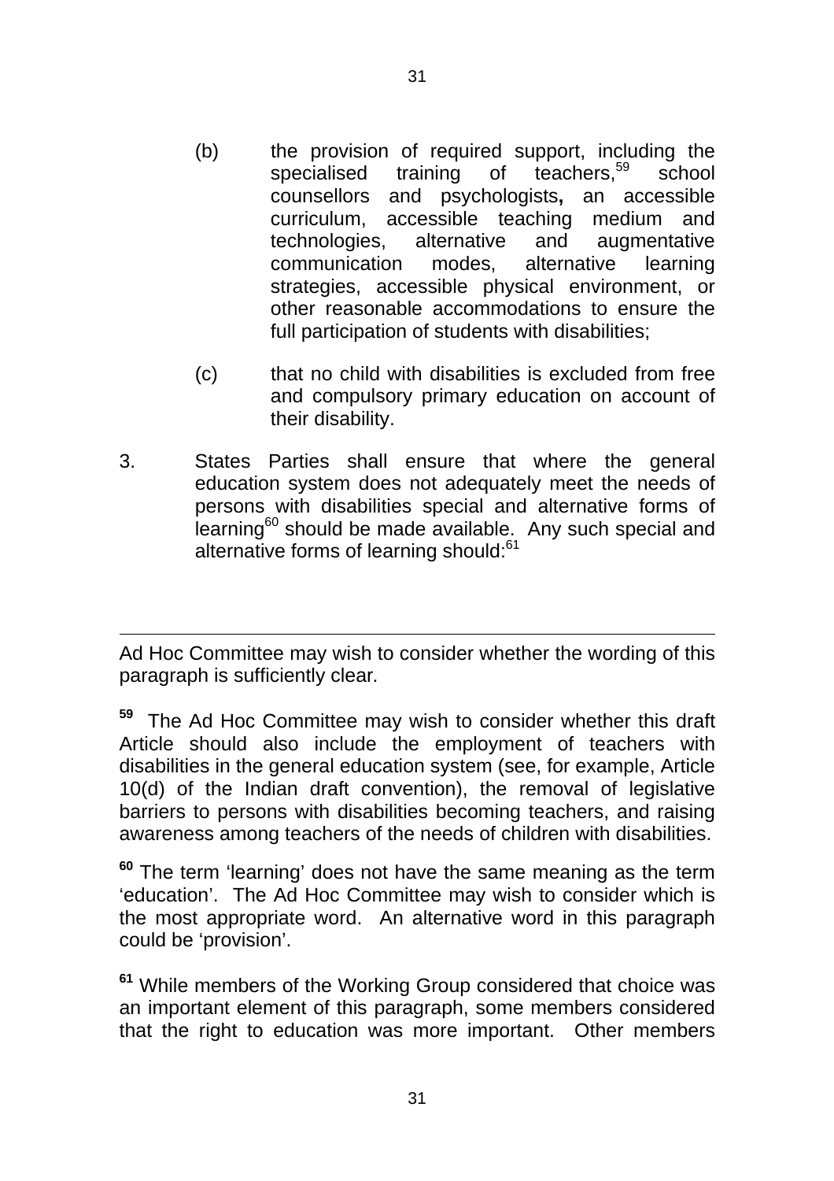(b) the provision of required support, including the specialised training of teachers,[59] school counsellors and psychologists**,** an accessible curriculum, accessible teaching medium and technologies, alternative and augmentative communication modes, alternative learning strategies, accessible physical environment, or other reasonable accommodations to ensure the full participation of students with disabilities;

(c) that no child with disabilities is excluded from free and compulsory primary education on account of their disability.

3. States Parties shall ensure that where the general education system does not adequately meet the needs of persons with disabilities special and alternative forms of learning[60] should be made available. Any such special and alternative forms of learning should:[61]

---

Ad Hoc Committee may wish to consider whether the wording of this paragraph is sufficiently clear.

**59** The Ad Hoc Committee may wish to consider whether this draft Article should also include the employment of teachers with disabilities in the general education system (see, for example, Article 10(d) of the Indian draft convention), the removal of legislative barriers to persons with disabilities becoming teachers, and raising awareness among teachers of the needs of children with disabilities.

**60** The term 'learning' does not have the same meaning as the term 'education'. The Ad Hoc Committee may wish to consider which is the most appropriate word. An alternative word in this paragraph could be 'provision'.

**61** While members of the Working Group considered that choice was an important element of this paragraph, some members considered that the right to education was more important. Other members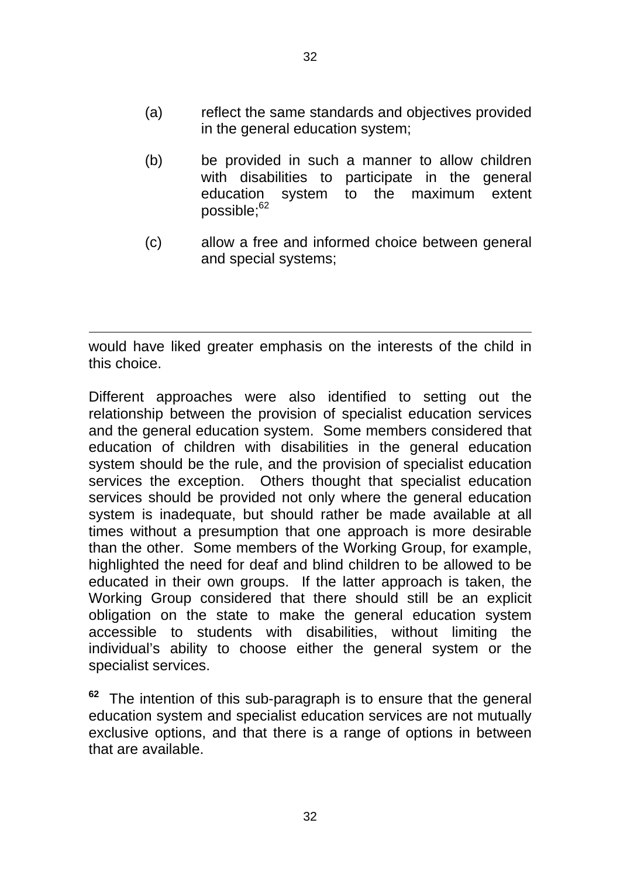(a) reflect the same standards and objectives provided in the general education system;

(b) be provided in such a manner to allow children with disabilities to participate in the general education system to the maximum extent possible;[62]

(c) allow a free and informed choice between general and special systems;

---

would have liked greater emphasis on the interests of the child in this choice.

Different approaches were also identified to setting out the relationship between the provision of specialist education services and the general education system. Some members considered that education of children with disabilities in the general education system should be the rule, and the provision of specialist education services the exception. Others thought that specialist education services should be provided not only where the general education system is inadequate, but should rather be made available at all times without a presumption that one approach is more desirable than the other. Some members of the Working Group, for example, highlighted the need for deaf and blind children to be allowed to be educated in their own groups. If the latter approach is taken, the Working Group considered that there should still be an explicit obligation on the state to make the general education system accessible to students with disabilities, without limiting the individual's ability to choose either the general system or the specialist services.

**62** The intention of this sub-paragraph is to ensure that the general education system and specialist education services are not mutually exclusive options, and that there is a range of options in between that are available.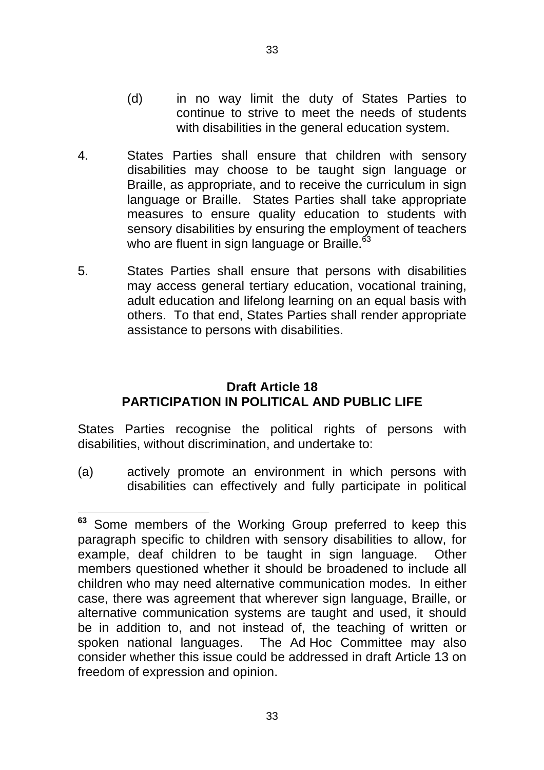(d) in no way limit the duty of States Parties to continue to strive to meet the needs of students with disabilities in the general education system.

4. States Parties shall ensure that children with sensory disabilities may choose to be taught sign language or Braille, as appropriate, and to receive the curriculum in sign language or Braille. States Parties shall take appropriate measures to ensure quality education to students with sensory disabilities by ensuring the employment of teachers who are fluent in sign language or Braille.[63]

5. States Parties shall ensure that persons with disabilities may access general tertiary education, vocational training, adult education and lifelong learning on an equal basis with others. To that end, States Parties shall render appropriate assistance to persons with disabilities.

## Draft Article 18
## PARTICIPATION IN POLITICAL AND PUBLIC LIFE

States Parties recognise the political rights of persons with disabilities, without discrimination, and undertake to:

(a) actively promote an environment in which persons with disabilities can effectively and fully participate in political

---

[63] Some members of the Working Group preferred to keep this paragraph specific to children with sensory disabilities to allow, for example, deaf children to be taught in sign language. Other members questioned whether it should be broadened to include all children who may need alternative communication modes. In either case, there was agreement that wherever sign language, Braille, or alternative communication systems are taught and used, it should be in addition to, and not instead of, the teaching of written or spoken national languages. The Ad Hoc Committee may also consider whether this issue could be addressed in draft Article 13 on freedom of expression and opinion.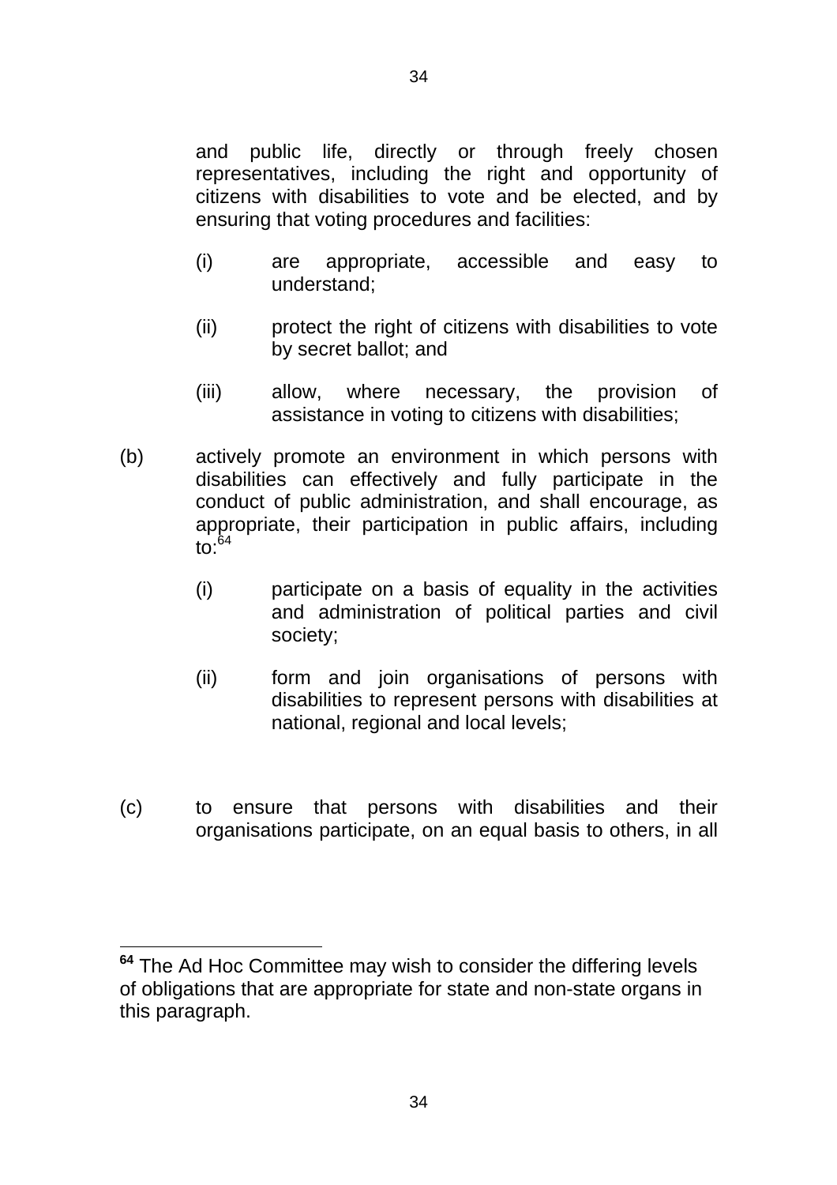and public life, directly or through freely chosen representatives, including the right and opportunity of citizens with disabilities to vote and be elected, and by ensuring that voting procedures and facilities:

(i) are appropriate, accessible and easy to understand;

(ii) protect the right of citizens with disabilities to vote by secret ballot; and

(iii) allow, where necessary, the provision of assistance in voting to citizens with disabilities;

(b) actively promote an environment in which persons with disabilities can effectively and fully participate in the conduct of public administration, and shall encourage, as appropriate, their participation in public affairs, including to:[64]

(i) participate on a basis of equality in the activities and administration of political parties and civil society;

(ii) form and join organisations of persons with disabilities to represent persons with disabilities at national, regional and local levels;

(c) to ensure that persons with disabilities and their organisations participate, on an equal basis to others, in all

---

[64] The Ad Hoc Committee may wish to consider the differing levels of obligations that are appropriate for state and non-state organs in this paragraph.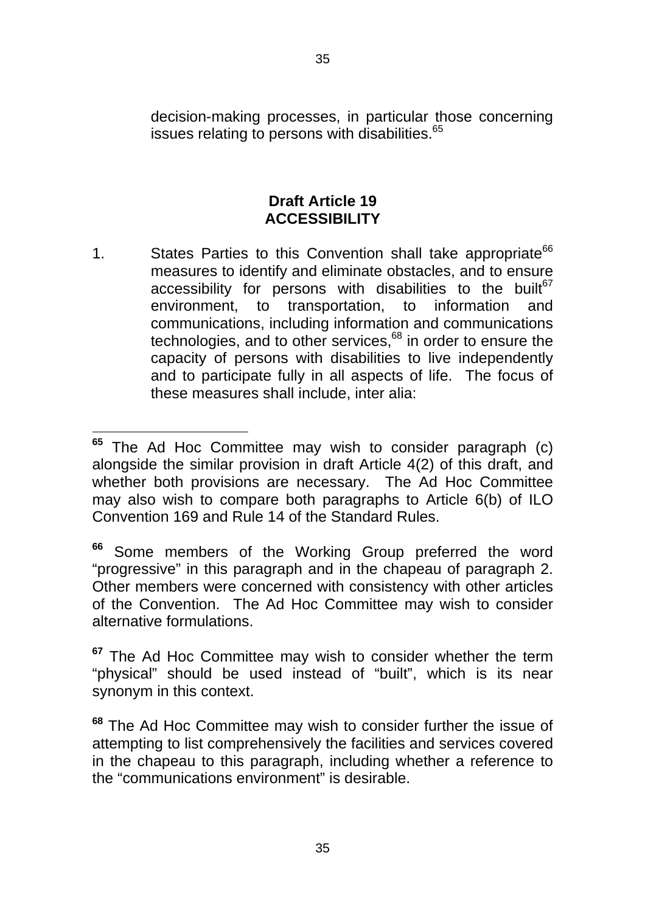decision-making processes, in particular those concerning issues relating to persons with disabilities.[65]

## Draft Article 19
## ACCESSIBILITY

1. States Parties to this Convention shall take appropriate[66] measures to identify and eliminate obstacles, and to ensure accessibility for persons with disabilities to the built[67] environment, to transportation, to information and communications, including information and communications technologies, and to other services,[68] in order to ensure the capacity of persons with disabilities to live independently and to participate fully in all aspects of life. The focus of these measures shall include, inter alia:

---

**65** The Ad Hoc Committee may wish to consider paragraph (c) alongside the similar provision in draft Article 4(2) of this draft, and whether both provisions are necessary. The Ad Hoc Committee may also wish to compare both paragraphs to Article 6(b) of ILO Convention 169 and Rule 14 of the Standard Rules.

**66** Some members of the Working Group preferred the word "progressive" in this paragraph and in the chapeau of paragraph 2. Other members were concerned with consistency with other articles of the Convention. The Ad Hoc Committee may wish to consider alternative formulations.

**67** The Ad Hoc Committee may wish to consider whether the term "physical" should be used instead of "built", which is its near synonym in this context.

**68** The Ad Hoc Committee may wish to consider further the issue of attempting to list comprehensively the facilities and services covered in the chapeau to this paragraph, including whether a reference to the "communications environment" is desirable.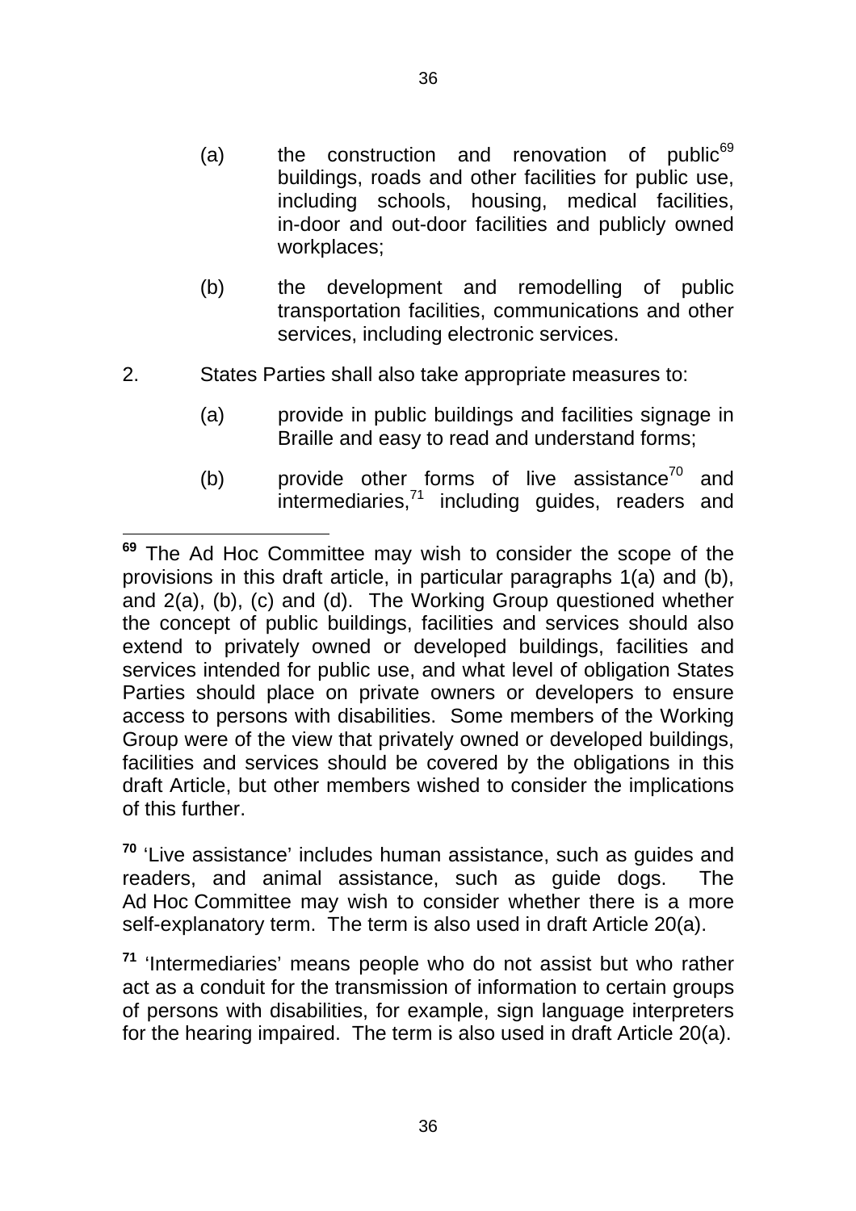(a) the construction and renovation of public[69] buildings, roads and other facilities for public use, including schools, housing, medical facilities, in-door and out-door facilities and publicly owned workplaces;

(b) the development and remodelling of public transportation facilities, communications and other services, including electronic services.

2. States Parties shall also take appropriate measures to:

(a) provide in public buildings and facilities signage in Braille and easy to read and understand forms;

(b) provide other forms of live assistance[70] and intermediaries,[71] including guides, readers and

---

**69** The Ad Hoc Committee may wish to consider the scope of the provisions in this draft article, in particular paragraphs 1(a) and (b), and 2(a), (b), (c) and (d). The Working Group questioned whether the concept of public buildings, facilities and services should also extend to privately owned or developed buildings, facilities and services intended for public use, and what level of obligation States Parties should place on private owners or developers to ensure access to persons with disabilities. Some members of the Working Group were of the view that privately owned or developed buildings, facilities and services should be covered by the obligations in this draft Article, but other members wished to consider the implications of this further.

**70** 'Live assistance' includes human assistance, such as guides and readers, and animal assistance, such as guide dogs. The Ad Hoc Committee may wish to consider whether there is a more self-explanatory term. The term is also used in draft Article 20(a).

**71** 'Intermediaries' means people who do not assist but who rather act as a conduit for the transmission of information to certain groups of persons with disabilities, for example, sign language interpreters for the hearing impaired. The term is also used in draft Article 20(a).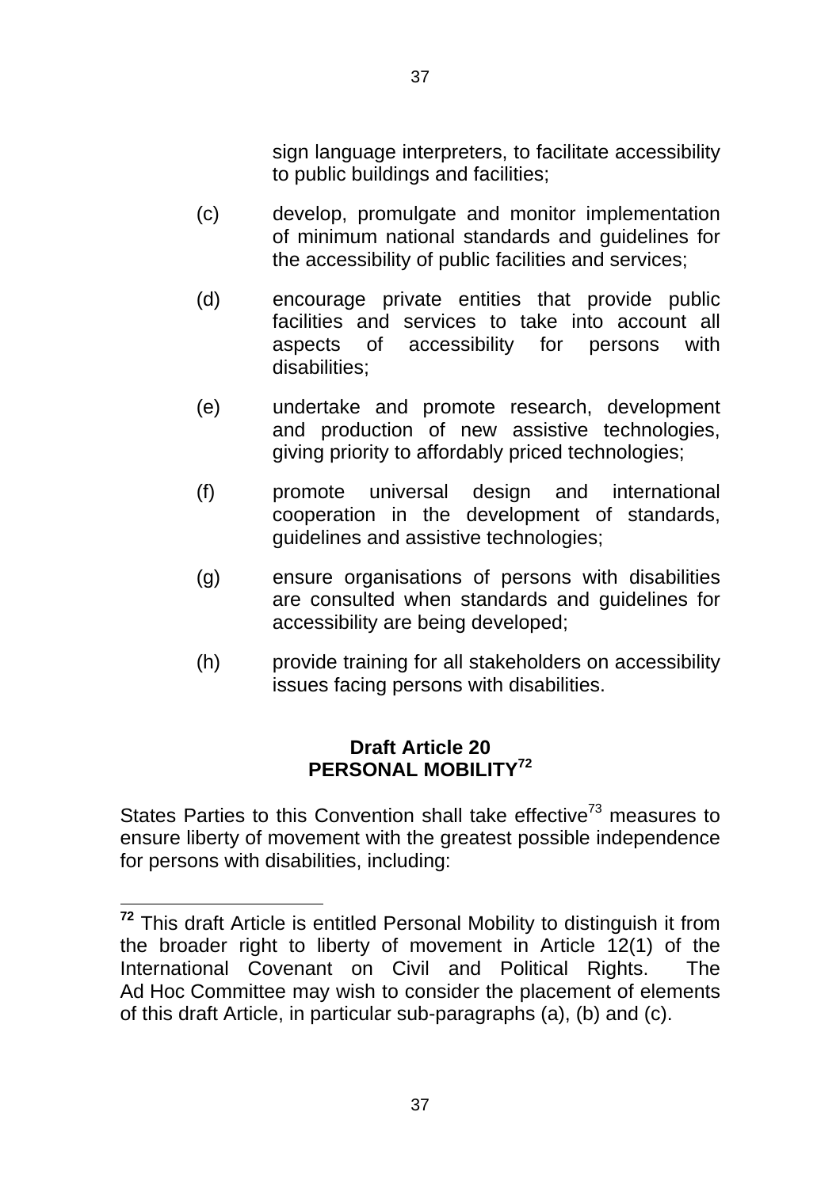sign language interpreters, to facilitate accessibility to public buildings and facilities;

(c) develop, promulgate and monitor implementation of minimum national standards and guidelines for the accessibility of public facilities and services;

(d) encourage private entities that provide public facilities and services to take into account all aspects of accessibility for persons with disabilities;

(e) undertake and promote research, development and production of new assistive technologies, giving priority to affordably priced technologies;

(f) promote universal design and international cooperation in the development of standards, guidelines and assistive technologies;

(g) ensure organisations of persons with disabilities are consulted when standards and guidelines for accessibility are being developed;

(h) provide training for all stakeholders on accessibility issues facing persons with disabilities.

## Draft Article 20
## PERSONAL MOBILITY[72]

States Parties to this Convention shall take effective[73] measures to ensure liberty of movement with the greatest possible independence for persons with disabilities, including:

---

[72] This draft Article is entitled Personal Mobility to distinguish it from the broader right to liberty of movement in Article 12(1) of the International Covenant on Civil and Political Rights. The Ad Hoc Committee may wish to consider the placement of elements of this draft Article, in particular sub-paragraphs (a), (b) and (c).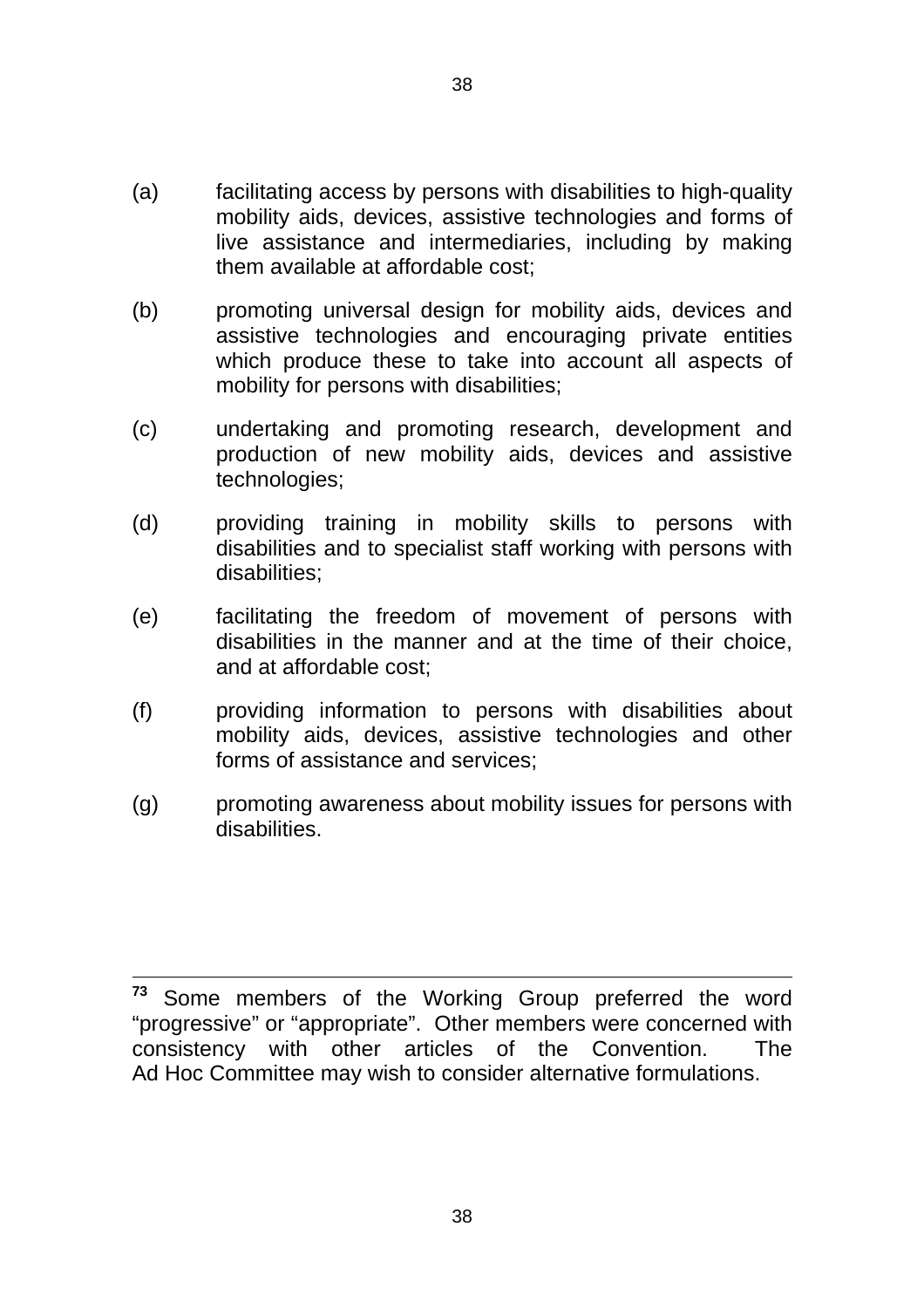(a) facilitating access by persons with disabilities to high-quality mobility aids, devices, assistive technologies and forms of live assistance and intermediaries, including by making them available at affordable cost;

(b) promoting universal design for mobility aids, devices and assistive technologies and encouraging private entities which produce these to take into account all aspects of mobility for persons with disabilities;

(c) undertaking and promoting research, development and production of new mobility aids, devices and assistive technologies;

(d) providing training in mobility skills to persons with disabilities and to specialist staff working with persons with disabilities;

(e) facilitating the freedom of movement of persons with disabilities in the manner and at the time of their choice, and at affordable cost;

(f) providing information to persons with disabilities about mobility aids, devices, assistive technologies and other forms of assistance and services;

(g) promoting awareness about mobility issues for persons with disabilities.

---

[73] Some members of the Working Group preferred the word "progressive" or "appropriate". Other members were concerned with consistency with other articles of the Convention. The Ad Hoc Committee may wish to consider alternative formulations.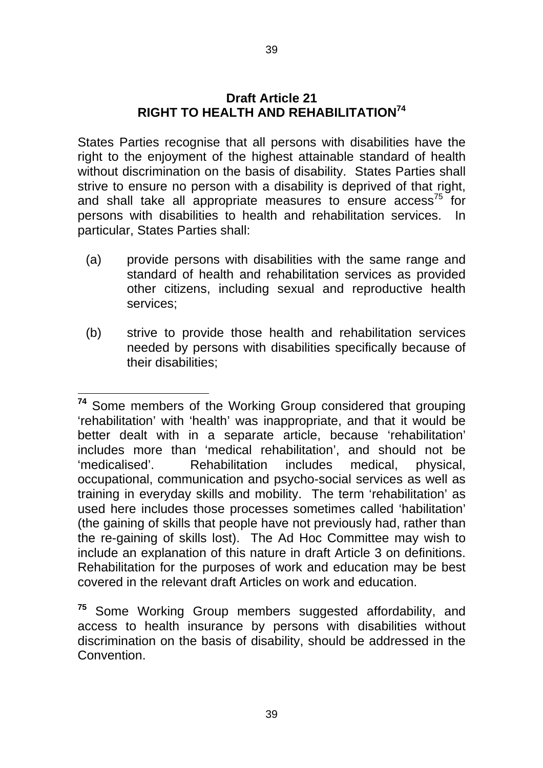## Draft Article 21
## RIGHT TO HEALTH AND REHABILITATION[74]

States Parties recognise that all persons with disabilities have the right to the enjoyment of the highest attainable standard of health without discrimination on the basis of disability. States Parties shall strive to ensure no person with a disability is deprived of that right, and shall take all appropriate measures to ensure access[75] for persons with disabilities to health and rehabilitation services. In particular, States Parties shall:

(a) provide persons with disabilities with the same range and standard of health and rehabilitation services as provided other citizens, including sexual and reproductive health services;

(b) strive to provide those health and rehabilitation services needed by persons with disabilities specifically because of their disabilities;

---

**74** Some members of the Working Group considered that grouping 'rehabilitation' with 'health' was inappropriate, and that it would be better dealt with in a separate article, because 'rehabilitation' includes more than 'medical rehabilitation', and should not be 'medicalised'. Rehabilitation includes medical, physical, occupational, communication and psycho-social services as well as training in everyday skills and mobility. The term 'rehabilitation' as used here includes those processes sometimes called 'habilitation' (the gaining of skills that people have not previously had, rather than the re-gaining of skills lost). The Ad Hoc Committee may wish to include an explanation of this nature in draft Article 3 on definitions. Rehabilitation for the purposes of work and education may be best covered in the relevant draft Articles on work and education.

**75** Some Working Group members suggested affordability, and access to health insurance by persons with disabilities without discrimination on the basis of disability, should be addressed in the Convention.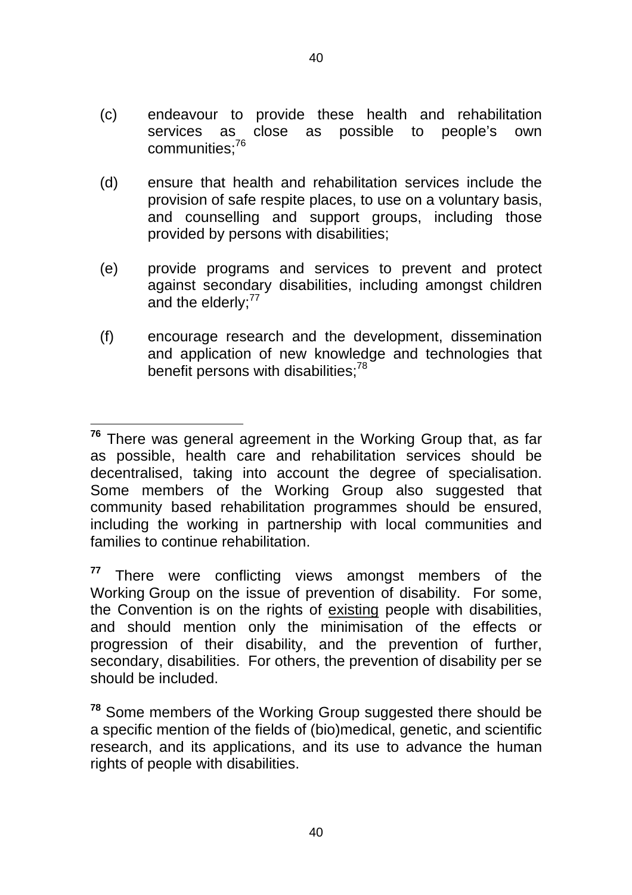(c) endeavour to provide these health and rehabilitation services as close as possible to people's own communities;[76]

(d) ensure that health and rehabilitation services include the provision of safe respite places, to use on a voluntary basis, and counselling and support groups, including those provided by persons with disabilities;

(e) provide programs and services to prevent and protect against secondary disabilities, including amongst children and the elderly;[77]

(f) encourage research and the development, dissemination and application of new knowledge and technologies that benefit persons with disabilities;[78]

---

[76] There was general agreement in the Working Group that, as far as possible, health care and rehabilitation services should be decentralised, taking into account the degree of specialisation. Some members of the Working Group also suggested that community based rehabilitation programmes should be ensured, including the working in partnership with local communities and families to continue rehabilitation.

[77] There were conflicting views amongst members of the Working Group on the issue of prevention of disability. For some, the Convention is on the rights of <u>existing</u> people with disabilities, and should mention only the minimisation of the effects or progression of their disability, and the prevention of further, secondary, disabilities. For others, the prevention of disability per se should be included.

[78] Some members of the Working Group suggested there should be a specific mention of the fields of (bio)medical, genetic, and scientific research, and its applications, and its use to advance the human rights of people with disabilities.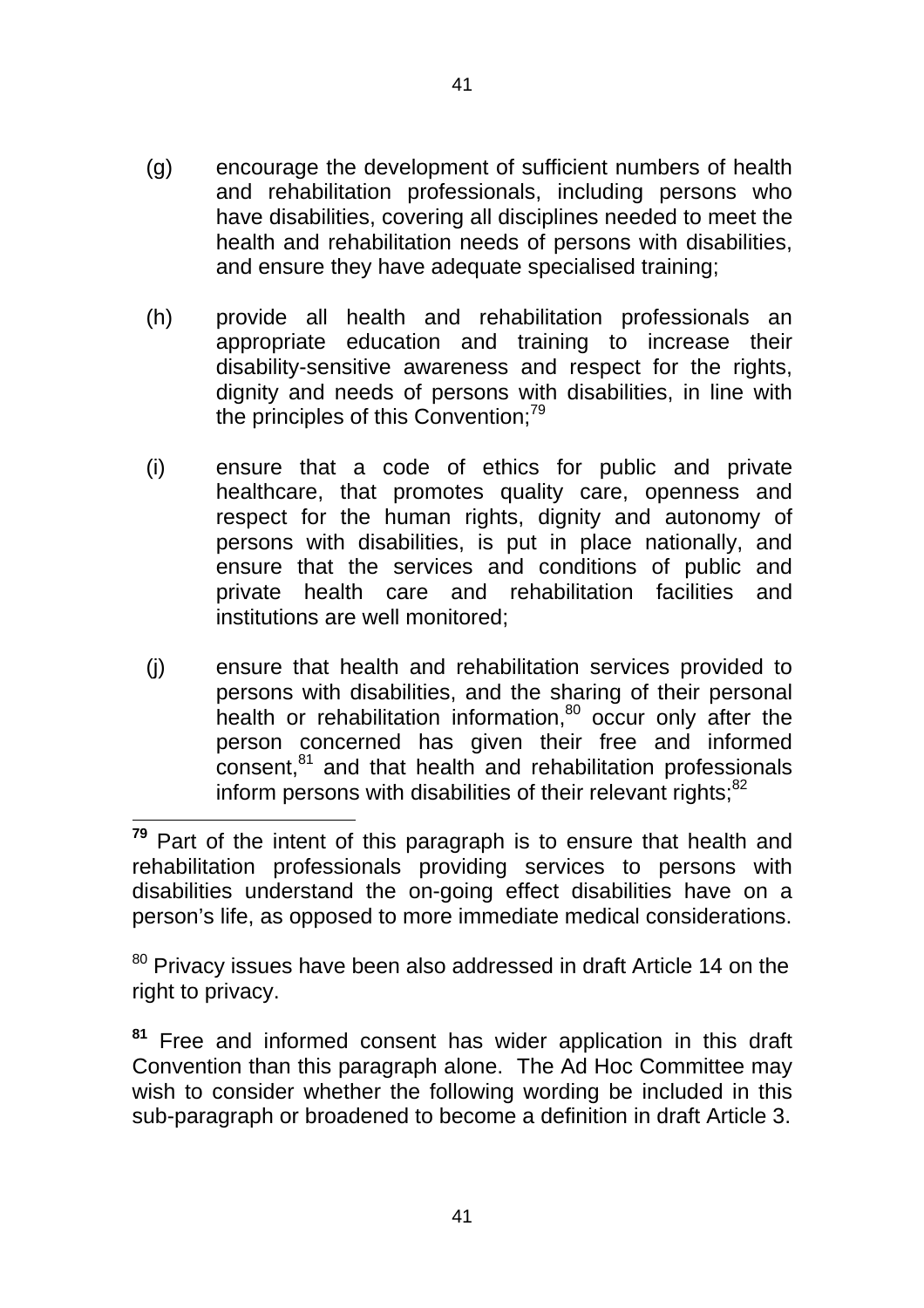(g) encourage the development of sufficient numbers of health and rehabilitation professionals, including persons who have disabilities, covering all disciplines needed to meet the health and rehabilitation needs of persons with disabilities, and ensure they have adequate specialised training;

(h) provide all health and rehabilitation professionals an appropriate education and training to increase their disability-sensitive awareness and respect for the rights, dignity and needs of persons with disabilities, in line with the principles of this Convention;[79]

(i) ensure that a code of ethics for public and private healthcare, that promotes quality care, openness and respect for the human rights, dignity and autonomy of persons with disabilities, is put in place nationally, and ensure that the services and conditions of public and private health care and rehabilitation facilities and institutions are well monitored;

(j) ensure that health and rehabilitation services provided to persons with disabilities, and the sharing of their personal health or rehabilitation information,[80] occur only after the person concerned has given their free and informed consent,[81] and that health and rehabilitation professionals inform persons with disabilities of their relevant rights;[82]

---

[79] Part of the intent of this paragraph is to ensure that health and rehabilitation professionals providing services to persons with disabilities understand the on-going effect disabilities have on a person's life, as opposed to more immediate medical considerations.

[80] Privacy issues have been also addressed in draft Article 14 on the right to privacy.

[81] Free and informed consent has wider application in this draft Convention than this paragraph alone. The Ad Hoc Committee may wish to consider whether the following wording be included in this sub-paragraph or broadened to become a definition in draft Article 3.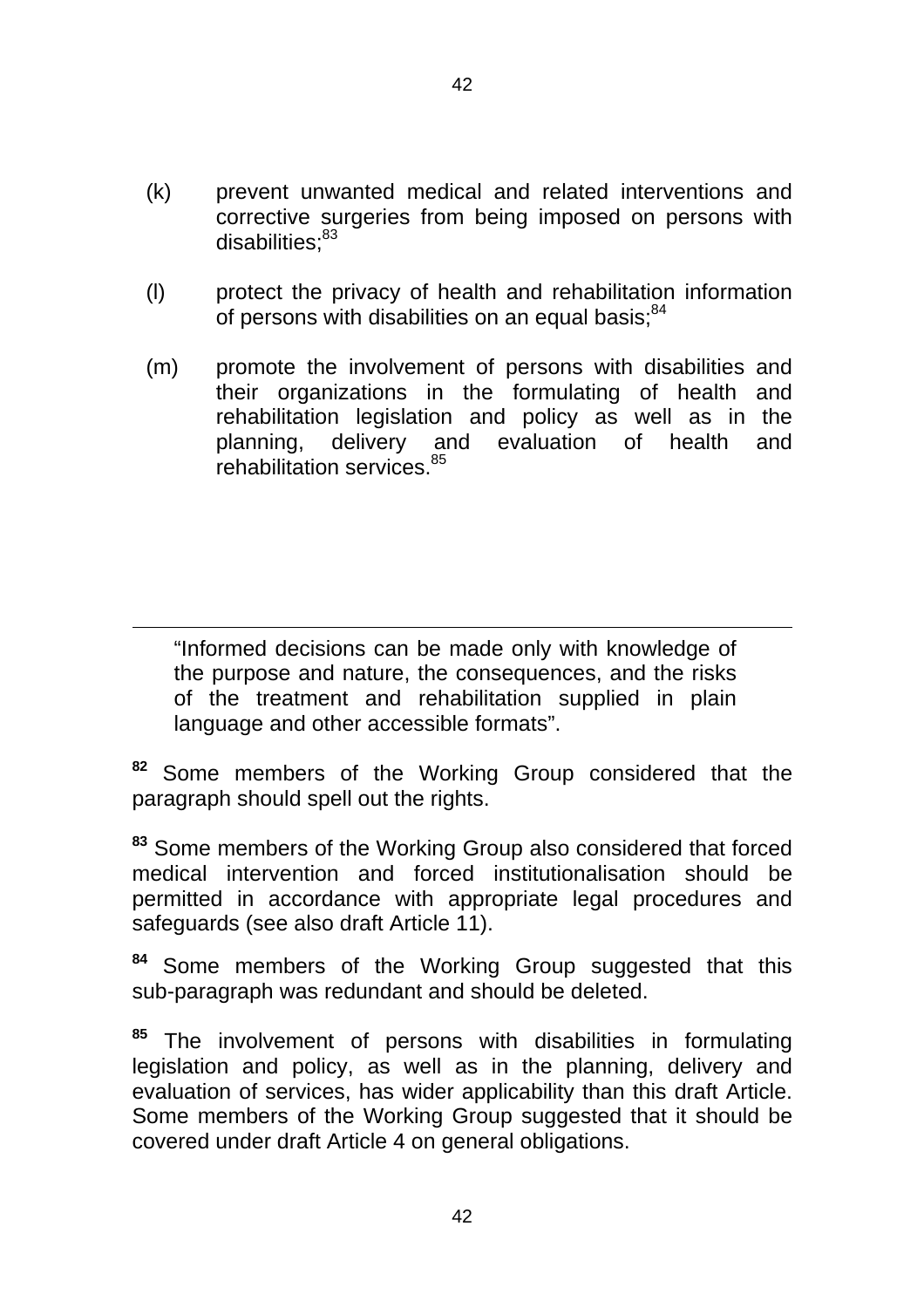(k) prevent unwanted medical and related interventions and corrective surgeries from being imposed on persons with disabilities;[83]

(l) protect the privacy of health and rehabilitation information of persons with disabilities on an equal basis;[84]

(m) promote the involvement of persons with disabilities and their organizations in the formulating of health and rehabilitation legislation and policy as well as in the planning, delivery and evaluation of health and rehabilitation services.[85]

---

"Informed decisions can be made only with knowledge of the purpose and nature, the consequences, and the risks of the treatment and rehabilitation supplied in plain language and other accessible formats".

[82] Some members of the Working Group considered that the paragraph should spell out the rights.

[83] Some members of the Working Group also considered that forced medical intervention and forced institutionalisation should be permitted in accordance with appropriate legal procedures and safeguards (see also draft Article 11).

[84] Some members of the Working Group suggested that this sub-paragraph was redundant and should be deleted.

[85] The involvement of persons with disabilities in formulating legislation and policy, as well as in the planning, delivery and evaluation of services, has wider applicability than this draft Article. Some members of the Working Group suggested that it should be covered under draft Article 4 on general obligations.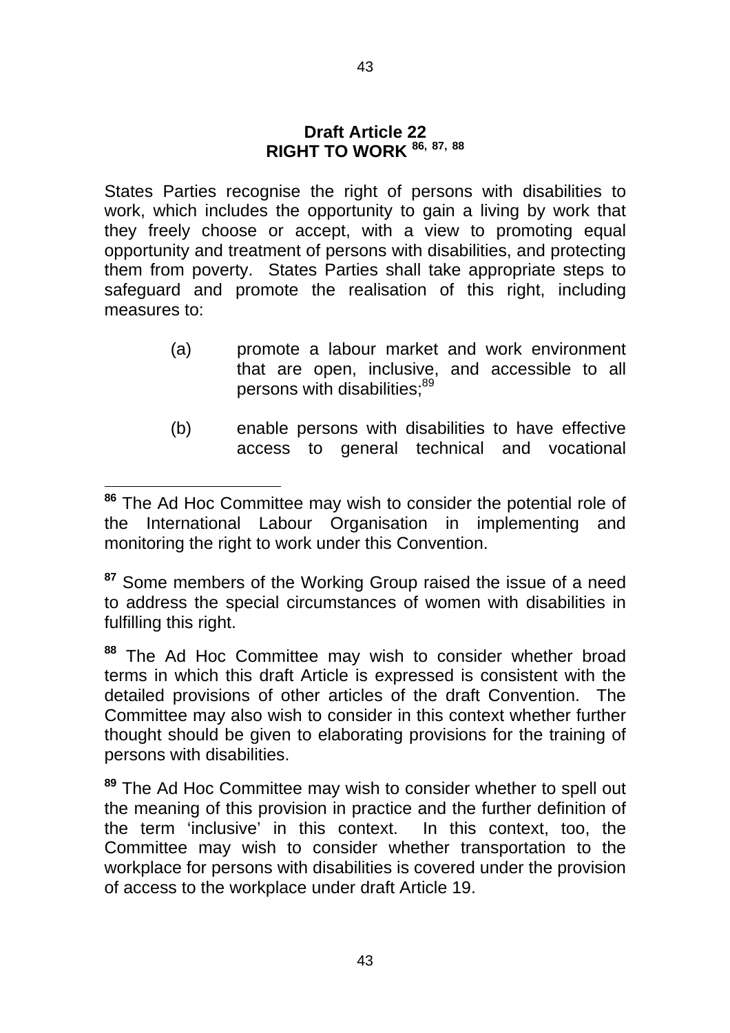**Draft Article 22**
**RIGHT TO WORK [86, 87, 88]**

States Parties recognise the right of persons with disabilities to work, which includes the opportunity to gain a living by work that they freely choose or accept, with a view to promoting equal opportunity and treatment of persons with disabilities, and protecting them from poverty. States Parties shall take appropriate steps to safeguard and promote the realisation of this right, including measures to:

(a) promote a labour market and work environment that are open, inclusive, and accessible to all persons with disabilities;[89]

(b) enable persons with disabilities to have effective access to general technical and vocational

---

[86] The Ad Hoc Committee may wish to consider the potential role of the International Labour Organisation in implementing and monitoring the right to work under this Convention.

[87] Some members of the Working Group raised the issue of a need to address the special circumstances of women with disabilities in fulfilling this right.

[88] The Ad Hoc Committee may wish to consider whether broad terms in which this draft Article is expressed is consistent with the detailed provisions of other articles of the draft Convention. The Committee may also wish to consider in this context whether further thought should be given to elaborating provisions for the training of persons with disabilities.

[89] The Ad Hoc Committee may wish to consider whether to spell out the meaning of this provision in practice and the further definition of the term 'inclusive' in this context. In this context, too, the Committee may wish to consider whether transportation to the workplace for persons with disabilities is covered under the provision of access to the workplace under draft Article 19.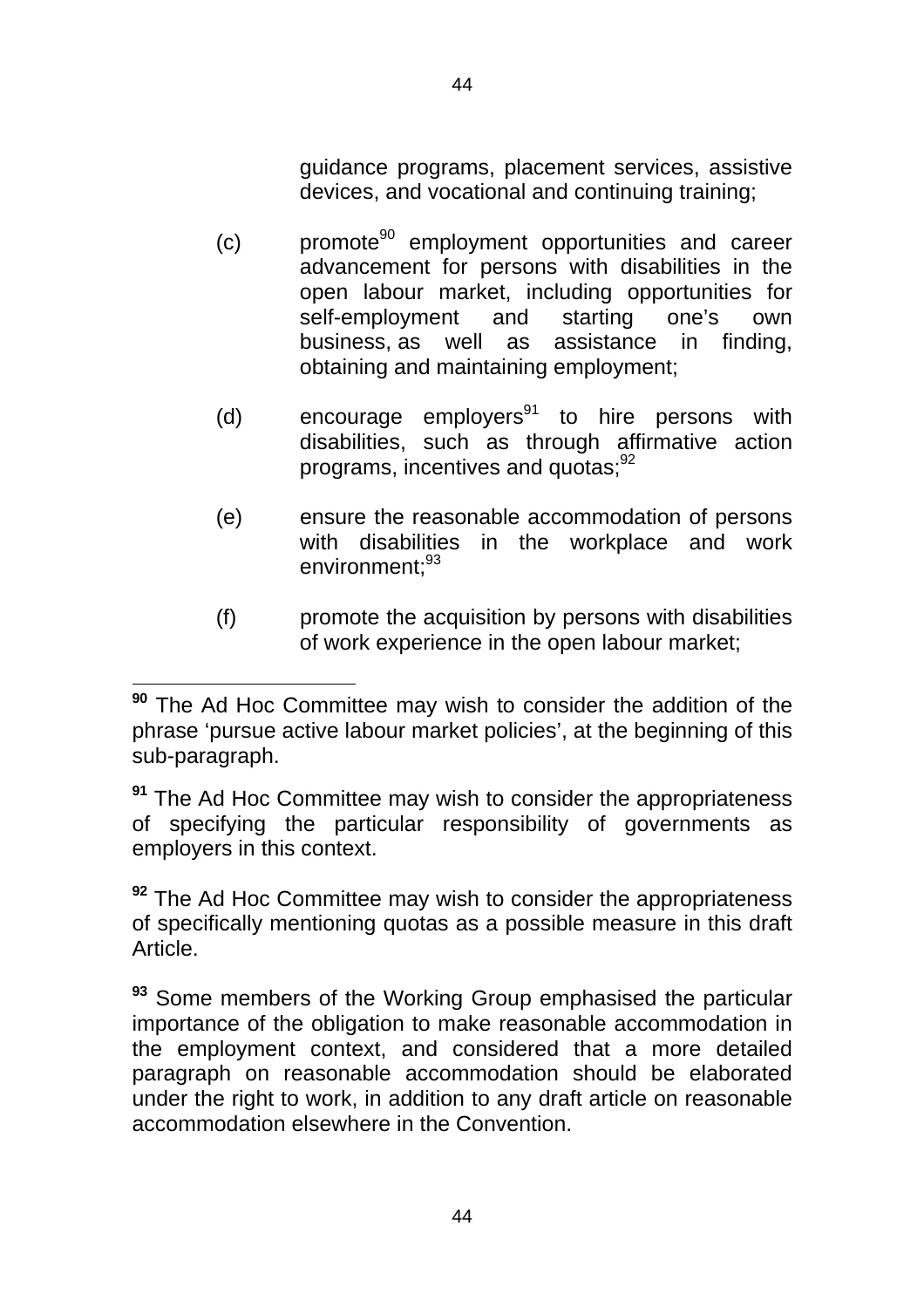guidance programs, placement services, assistive devices, and vocational and continuing training;

(c) promote[90] employment opportunities and career advancement for persons with disabilities in the open labour market, including opportunities for self-employment and starting one's own business, as well as assistance in finding, obtaining and maintaining employment;

(d) encourage employers[91] to hire persons with disabilities, such as through affirmative action programs, incentives and quotas;[92]

(e) ensure the reasonable accommodation of persons with disabilities in the workplace and work environment;[93]

(f) promote the acquisition by persons with disabilities of work experience in the open labour market;

---

**90** The Ad Hoc Committee may wish to consider the addition of the phrase 'pursue active labour market policies', at the beginning of this sub-paragraph.

**91** The Ad Hoc Committee may wish to consider the appropriateness of specifying the particular responsibility of governments as employers in this context.

**92** The Ad Hoc Committee may wish to consider the appropriateness of specifically mentioning quotas as a possible measure in this draft Article.

**93** Some members of the Working Group emphasised the particular importance of the obligation to make reasonable accommodation in the employment context, and considered that a more detailed paragraph on reasonable accommodation should be elaborated under the right to work, in addition to any draft article on reasonable accommodation elsewhere in the Convention.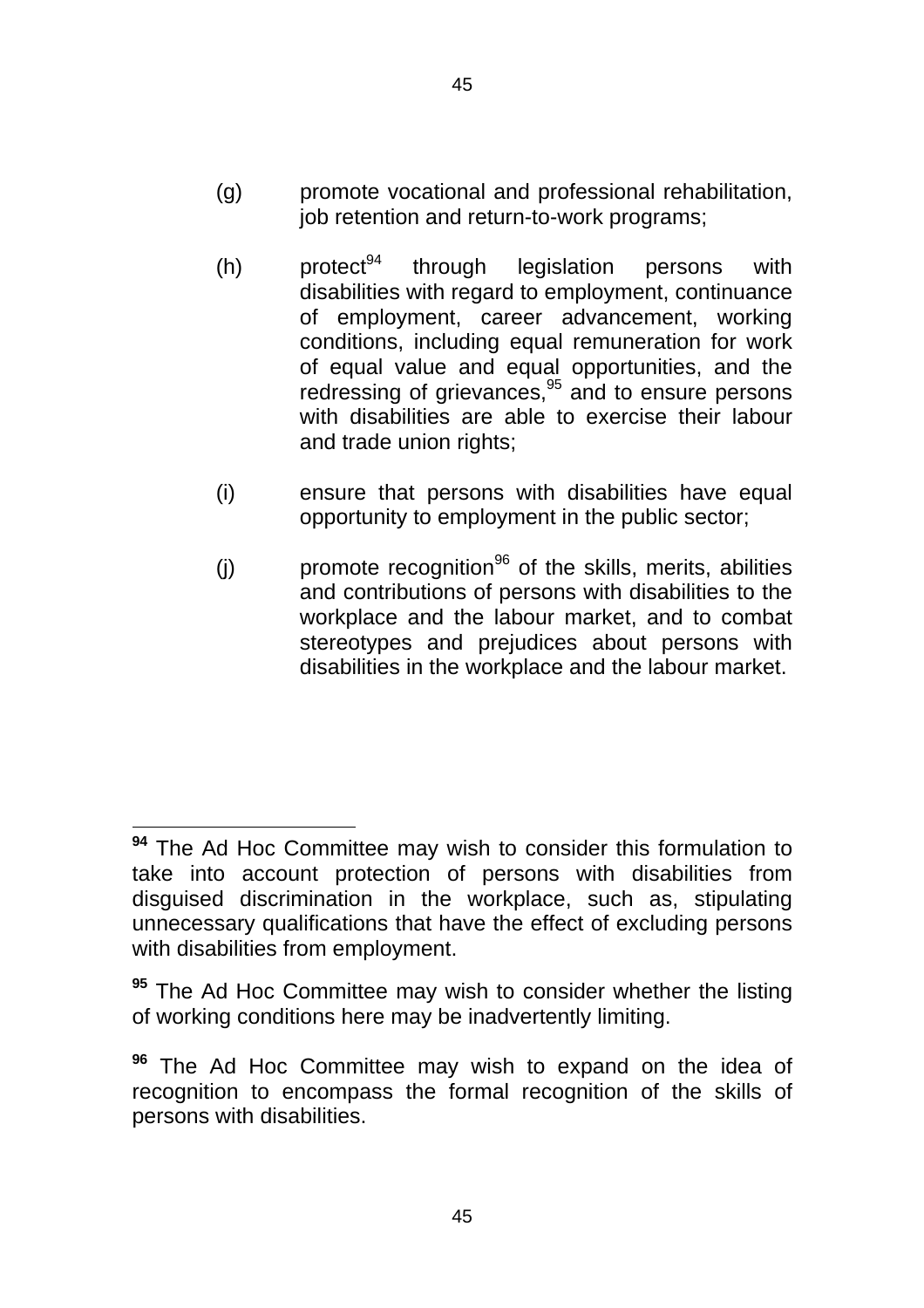(g) promote vocational and professional rehabilitation, job retention and return-to-work programs;

(h) protect[94] through legislation persons with disabilities with regard to employment, continuance of employment, career advancement, working conditions, including equal remuneration for work of equal value and equal opportunities, and the redressing of grievances,[95] and to ensure persons with disabilities are able to exercise their labour and trade union rights;

(i) ensure that persons with disabilities have equal opportunity to employment in the public sector;

(j) promote recognition[96] of the skills, merits, abilities and contributions of persons with disabilities to the workplace and the labour market, and to combat stereotypes and prejudices about persons with disabilities in the workplace and the labour market.

---

**94** The Ad Hoc Committee may wish to consider this formulation to take into account protection of persons with disabilities from disguised discrimination in the workplace, such as, stipulating unnecessary qualifications that have the effect of excluding persons with disabilities from employment.

**95** The Ad Hoc Committee may wish to consider whether the listing of working conditions here may be inadvertently limiting.

**96** The Ad Hoc Committee may wish to expand on the idea of recognition to encompass the formal recognition of the skills of persons with disabilities.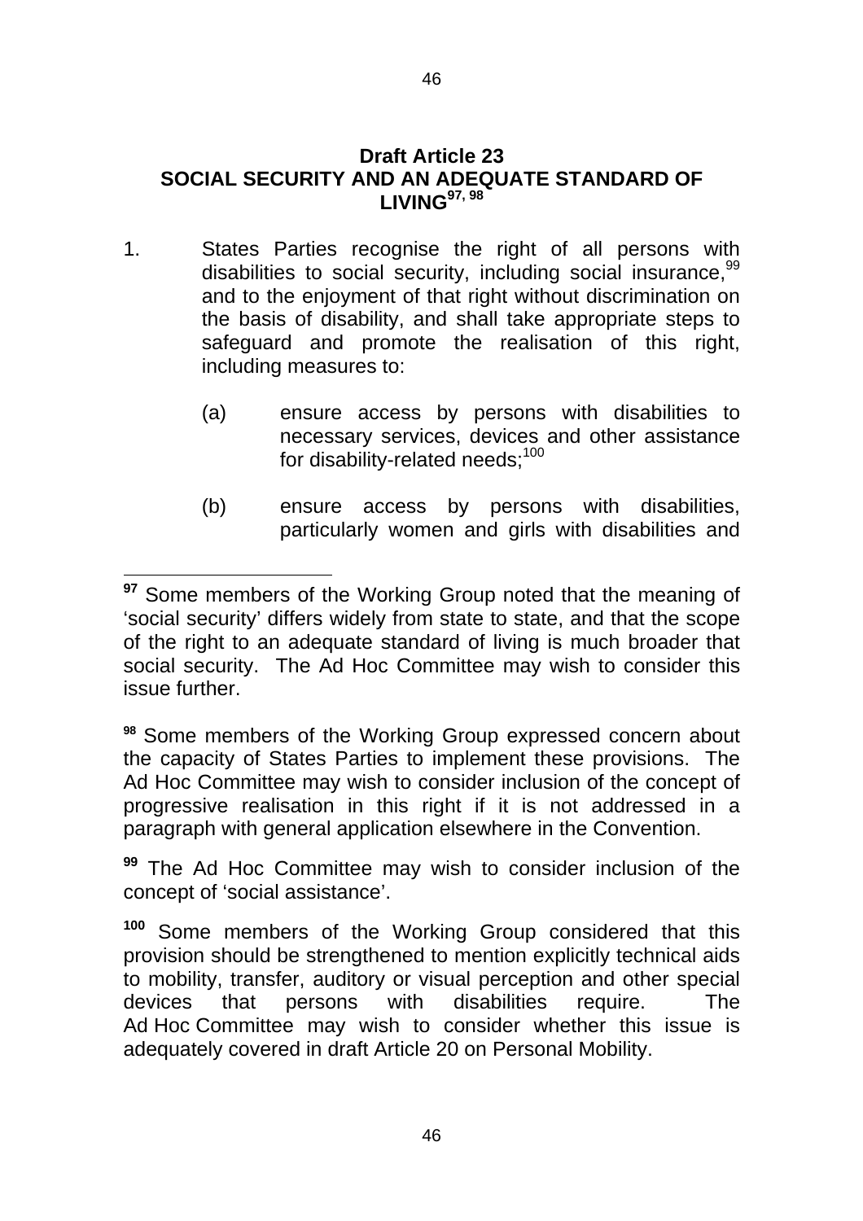## Draft Article 23
## SOCIAL SECURITY AND AN ADEQUATE STANDARD OF LIVING[97, 98]

1. States Parties recognise the right of all persons with disabilities to social security, including social insurance,[99] and to the enjoyment of that right without discrimination on the basis of disability, and shall take appropriate steps to safeguard and promote the realisation of this right, including measures to:

   (a) ensure access by persons with disabilities to necessary services, devices and other assistance for disability-related needs;[100]

   (b) ensure access by persons with disabilities, particularly women and girls with disabilities and

---

[97] Some members of the Working Group noted that the meaning of 'social security' differs widely from state to state, and that the scope of the right to an adequate standard of living is much broader that social security. The Ad Hoc Committee may wish to consider this issue further.

[98] Some members of the Working Group expressed concern about the capacity of States Parties to implement these provisions. The Ad Hoc Committee may wish to consider inclusion of the concept of progressive realisation in this right if it is not addressed in a paragraph with general application elsewhere in the Convention.

[99] The Ad Hoc Committee may wish to consider inclusion of the concept of 'social assistance'.

[100] Some members of the Working Group considered that this provision should be strengthened to mention explicitly technical aids to mobility, transfer, auditory or visual perception and other special devices that persons with disabilities require. The Ad Hoc Committee may wish to consider whether this issue is adequately covered in draft Article 20 on Personal Mobility.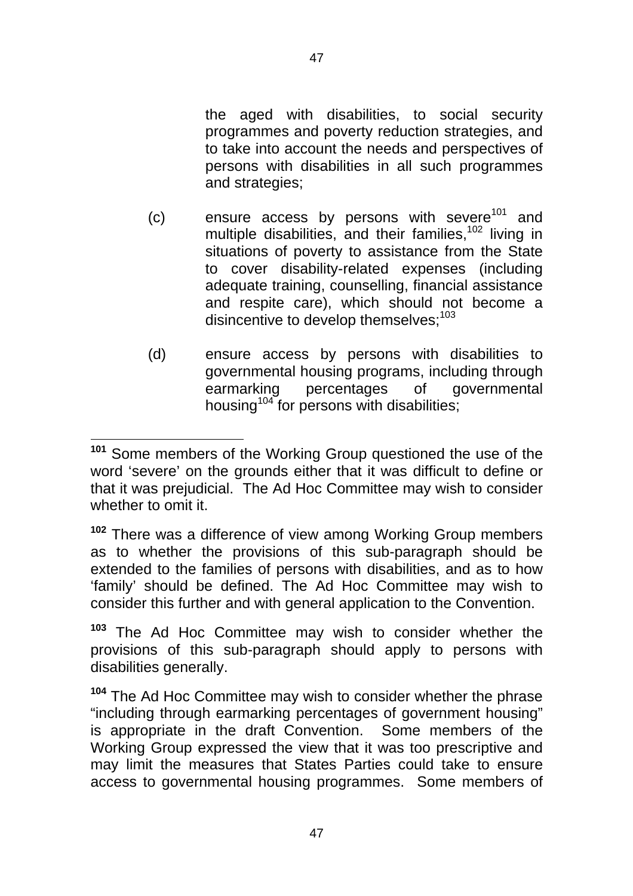the aged with disabilities, to social security programmes and poverty reduction strategies, and to take into account the needs and perspectives of persons with disabilities in all such programmes and strategies;

(c) ensure access by persons with severe[101] and multiple disabilities, and their families,[102] living in situations of poverty to assistance from the State to cover disability-related expenses (including adequate training, counselling, financial assistance and respite care), which should not become a disincentive to develop themselves;[103]

(d) ensure access by persons with disabilities to governmental housing programs, including through earmarking percentages of governmental housing[104] for persons with disabilities;

---

**101** Some members of the Working Group questioned the use of the word 'severe' on the grounds either that it was difficult to define or that it was prejudicial. The Ad Hoc Committee may wish to consider whether to omit it.

**102** There was a difference of view among Working Group members as to whether the provisions of this sub-paragraph should be extended to the families of persons with disabilities, and as to how 'family' should be defined. The Ad Hoc Committee may wish to consider this further and with general application to the Convention.

**103** The Ad Hoc Committee may wish to consider whether the provisions of this sub-paragraph should apply to persons with disabilities generally.

**104** The Ad Hoc Committee may wish to consider whether the phrase "including through earmarking percentages of government housing" is appropriate in the draft Convention. Some members of the Working Group expressed the view that it was too prescriptive and may limit the measures that States Parties could take to ensure access to governmental housing programmes. Some members of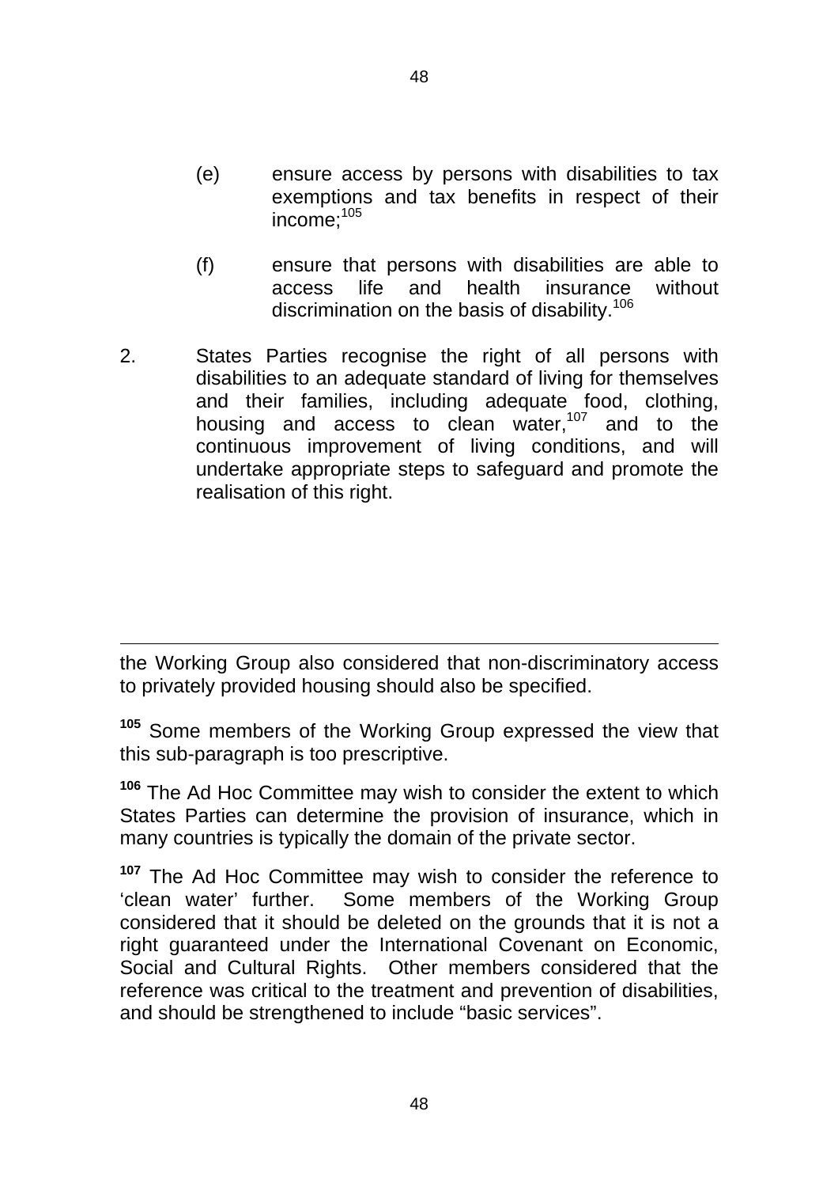(e) ensure access by persons with disabilities to tax exemptions and tax benefits in respect of their income;[105]

(f) ensure that persons with disabilities are able to access life and health insurance without discrimination on the basis of disability.[106]

2. States Parties recognise the right of all persons with disabilities to an adequate standard of living for themselves and their families, including adequate food, clothing, housing and access to clean water,[107] and to the continuous improvement of living conditions, and will undertake appropriate steps to safeguard and promote the realisation of this right.

---

the Working Group also considered that non-discriminatory access to privately provided housing should also be specified.

**105** Some members of the Working Group expressed the view that this sub-paragraph is too prescriptive.

**106** The Ad Hoc Committee may wish to consider the extent to which States Parties can determine the provision of insurance, which in many countries is typically the domain of the private sector.

**107** The Ad Hoc Committee may wish to consider the reference to 'clean water' further. Some members of the Working Group considered that it should be deleted on the grounds that it is not a right guaranteed under the International Covenant on Economic, Social and Cultural Rights. Other members considered that the reference was critical to the treatment and prevention of disabilities, and should be strengthened to include "basic services".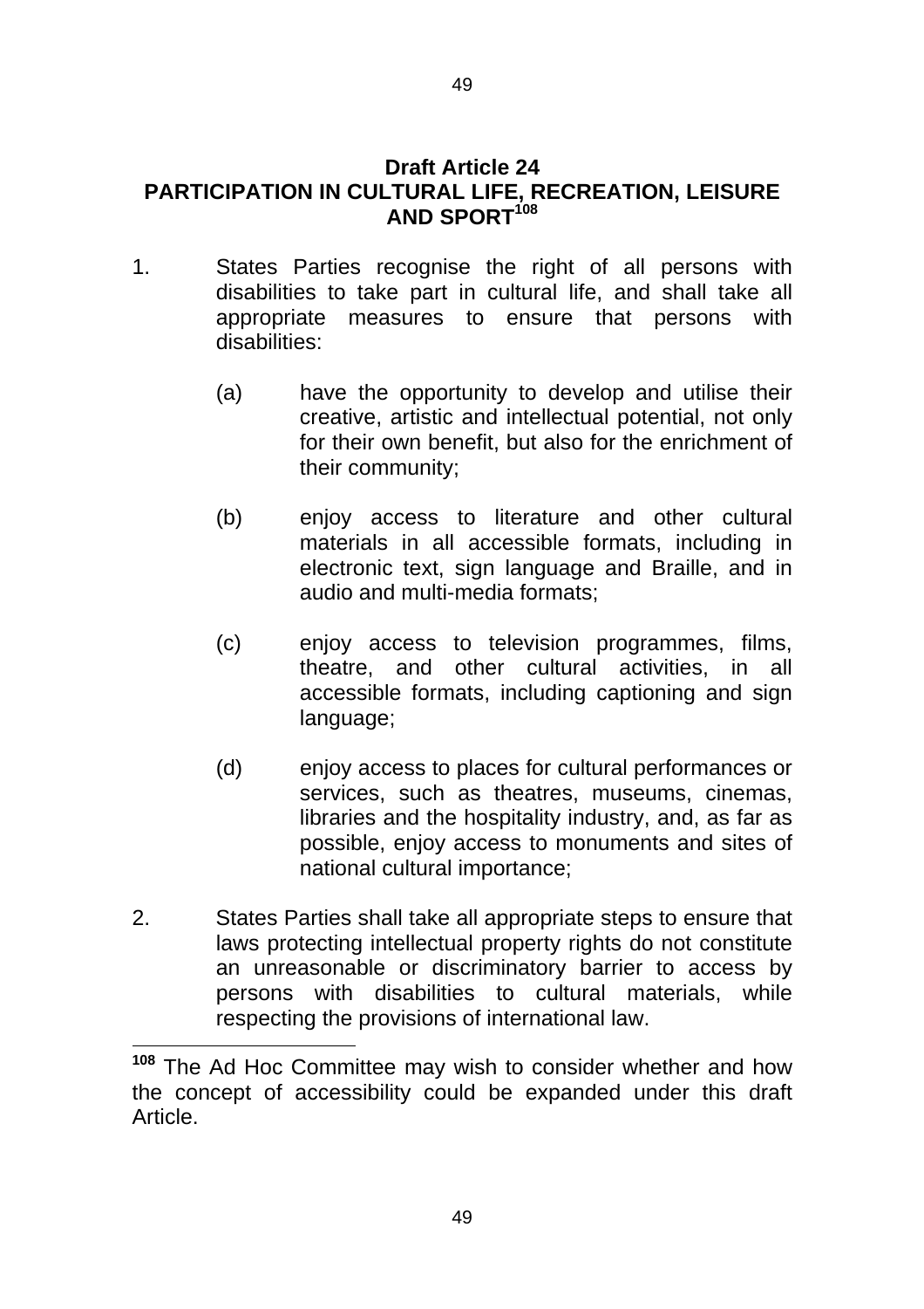## Draft Article 24
## PARTICIPATION IN CULTURAL LIFE, RECREATION, LEISURE AND SPORT[108]

1. States Parties recognise the right of all persons with disabilities to take part in cultural life, and shall take all appropriate measures to ensure that persons with disabilities:

   (a) have the opportunity to develop and utilise their creative, artistic and intellectual potential, not only for their own benefit, but also for the enrichment of their community;

   (b) enjoy access to literature and other cultural materials in all accessible formats, including in electronic text, sign language and Braille, and in audio and multi-media formats;

   (c) enjoy access to television programmes, films, theatre, and other cultural activities, in all accessible formats, including captioning and sign language;

   (d) enjoy access to places for cultural performances or services, such as theatres, museums, cinemas, libraries and the hospitality industry, and, as far as possible, enjoy access to monuments and sites of national cultural importance;

2. States Parties shall take all appropriate steps to ensure that laws protecting intellectual property rights do not constitute an unreasonable or discriminatory barrier to access by persons with disabilities to cultural materials, while respecting the provisions of international law.

---

[108] The Ad Hoc Committee may wish to consider whether and how the concept of accessibility could be expanded under this draft Article.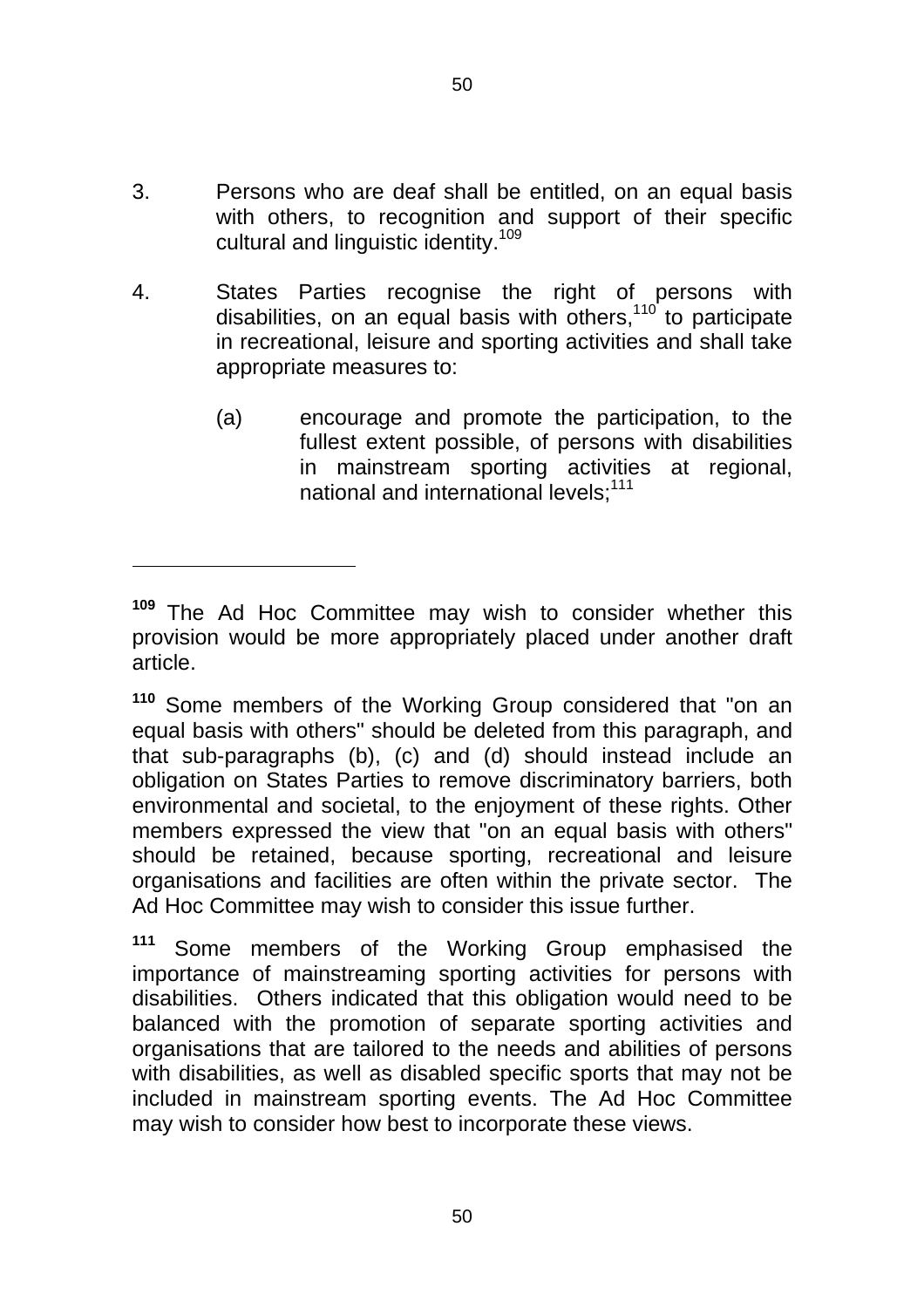3. Persons who are deaf shall be entitled, on an equal basis with others, to recognition and support of their specific cultural and linguistic identity.[109]

4. States Parties recognise the right of persons with disabilities, on an equal basis with others,[110] to participate in recreational, leisure and sporting activities and shall take appropriate measures to:

   (a) encourage and promote the participation, to the fullest extent possible, of persons with disabilities in mainstream sporting activities at regional, national and international levels;[111]

---

[109] The Ad Hoc Committee may wish to consider whether this provision would be more appropriately placed under another draft article.

[110] Some members of the Working Group considered that "on an equal basis with others" should be deleted from this paragraph, and that sub-paragraphs (b), (c) and (d) should instead include an obligation on States Parties to remove discriminatory barriers, both environmental and societal, to the enjoyment of these rights. Other members expressed the view that "on an equal basis with others" should be retained, because sporting, recreational and leisure organisations and facilities are often within the private sector. The Ad Hoc Committee may wish to consider this issue further.

[111] Some members of the Working Group emphasised the importance of mainstreaming sporting activities for persons with disabilities. Others indicated that this obligation would need to be balanced with the promotion of separate sporting activities and organisations that are tailored to the needs and abilities of persons with disabilities, as well as disabled specific sports that may not be included in mainstream sporting events. The Ad Hoc Committee may wish to consider how best to incorporate these views.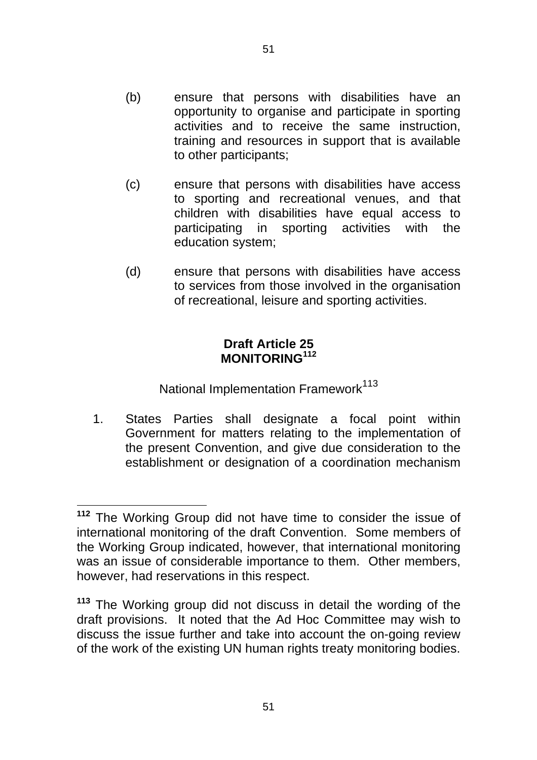(b) ensure that persons with disabilities have an opportunity to organise and participate in sporting activities and to receive the same instruction, training and resources in support that is available to other participants;

(c) ensure that persons with disabilities have access to sporting and recreational venues, and that children with disabilities have equal access to participating in sporting activities with the education system;

(d) ensure that persons with disabilities have access to services from those involved in the organisation of recreational, leisure and sporting activities.

## Draft Article 25
## MONITORING[112]

National Implementation Framework[113]

1. States Parties shall designate a focal point within Government for matters relating to the implementation of the present Convention, and give due consideration to the establishment or designation of a coordination mechanism

---

[112] The Working Group did not have time to consider the issue of international monitoring of the draft Convention. Some members of the Working Group indicated, however, that international monitoring was an issue of considerable importance to them. Other members, however, had reservations in this respect.

[113] The Working group did not discuss in detail the wording of the draft provisions. It noted that the Ad Hoc Committee may wish to discuss the issue further and take into account the on-going review of the work of the existing UN human rights treaty monitoring bodies.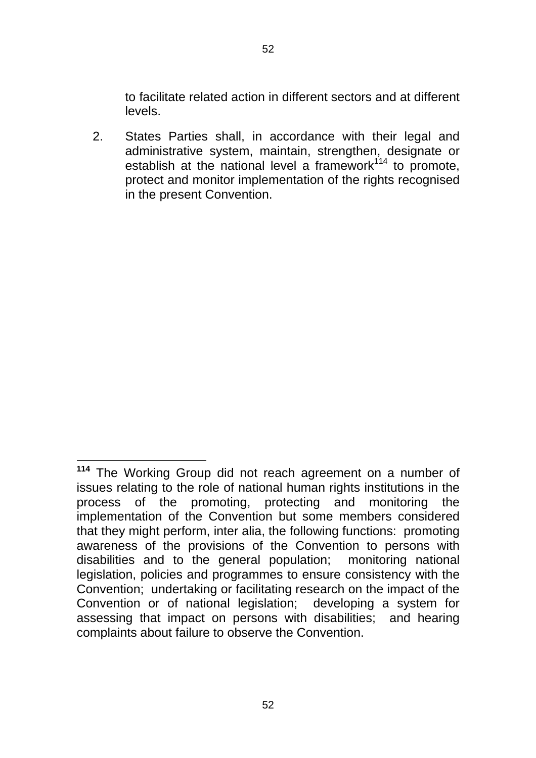to facilitate related action in different sectors and at different levels.

2. States Parties shall, in accordance with their legal and administrative system, maintain, strengthen, designate or establish at the national level a framework[114] to promote, protect and monitor implementation of the rights recognised in the present Convention.

---

[114] The Working Group did not reach agreement on a number of issues relating to the role of national human rights institutions in the process of the promoting, protecting and monitoring the implementation of the Convention but some members considered that they might perform, inter alia, the following functions: promoting awareness of the provisions of the Convention to persons with disabilities and to the general population; monitoring national legislation, policies and programmes to ensure consistency with the Convention; undertaking or facilitating research on the impact of the Convention or of national legislation; developing a system for assessing that impact on persons with disabilities; and hearing complaints about failure to observe the Convention.